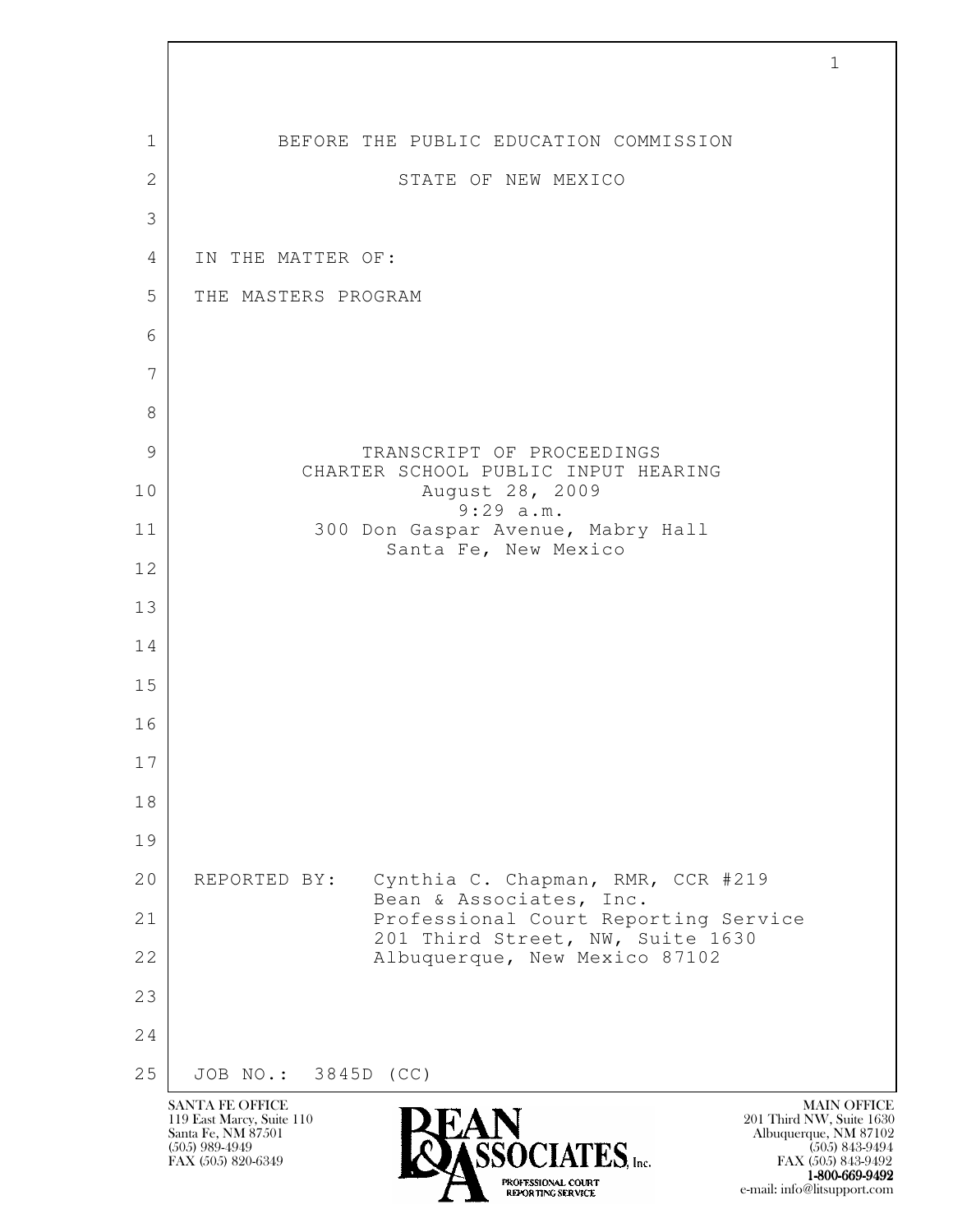BEFORE THE PUBLIC EDUCATION COMMISSION

STATE OF NEW MEXICO

IN THE MATTER OF:

THE MASTERS PROGRAM

TRANSCRIPT OF PROCEEDINGS
CHARTER SCHOOL PUBLIC INPUT HEARING
August 28, 2009
9:29 a.m.
300 Don Gaspar Avenue, Mabry Hall
Santa Fe, New Mexico

REPORTED BY: Cynthia C. Chapman, RMR, CCR #219
Bean & Associates, Inc.
Professional Court Reporting Service
201 Third Street, NW, Suite 1630
Albuquerque, New Mexico 87102

JOB NO.: 3845D (CC)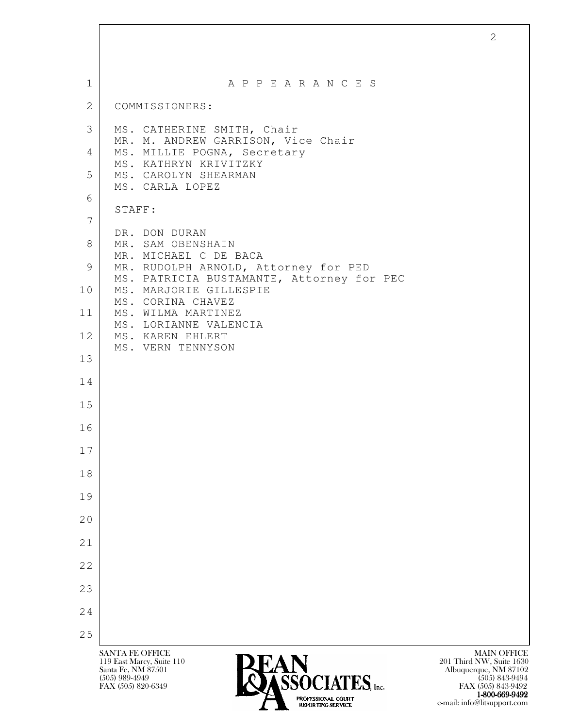# A P P E A R A N C E S

COMMISSIONERS:

MS. CATHERINE SMITH, Chair
MR. M. ANDREW GARRISON, Vice Chair
MS. MILLIE POGNA, Secretary
MS. KATHRYN KRIVITZKY
MS. CAROLYN SHEARMAN
MS. CARLA LOPEZ

STAFF:

DR. DON DURAN
MR. SAM OBENSHAIN
MR. MICHAEL C DE BACA
MR. RUDOLPH ARNOLD, Attorney for PED
MS. PATRICIA BUSTAMANTE, Attorney for PEC
MS. MARJORIE GILLESPIE
MS. CORINA CHAVEZ
MS. WILMA MARTINEZ
MS. LORIANNE VALENCIA
MS. KAREN EHLERT
MS. VERN TENNYSON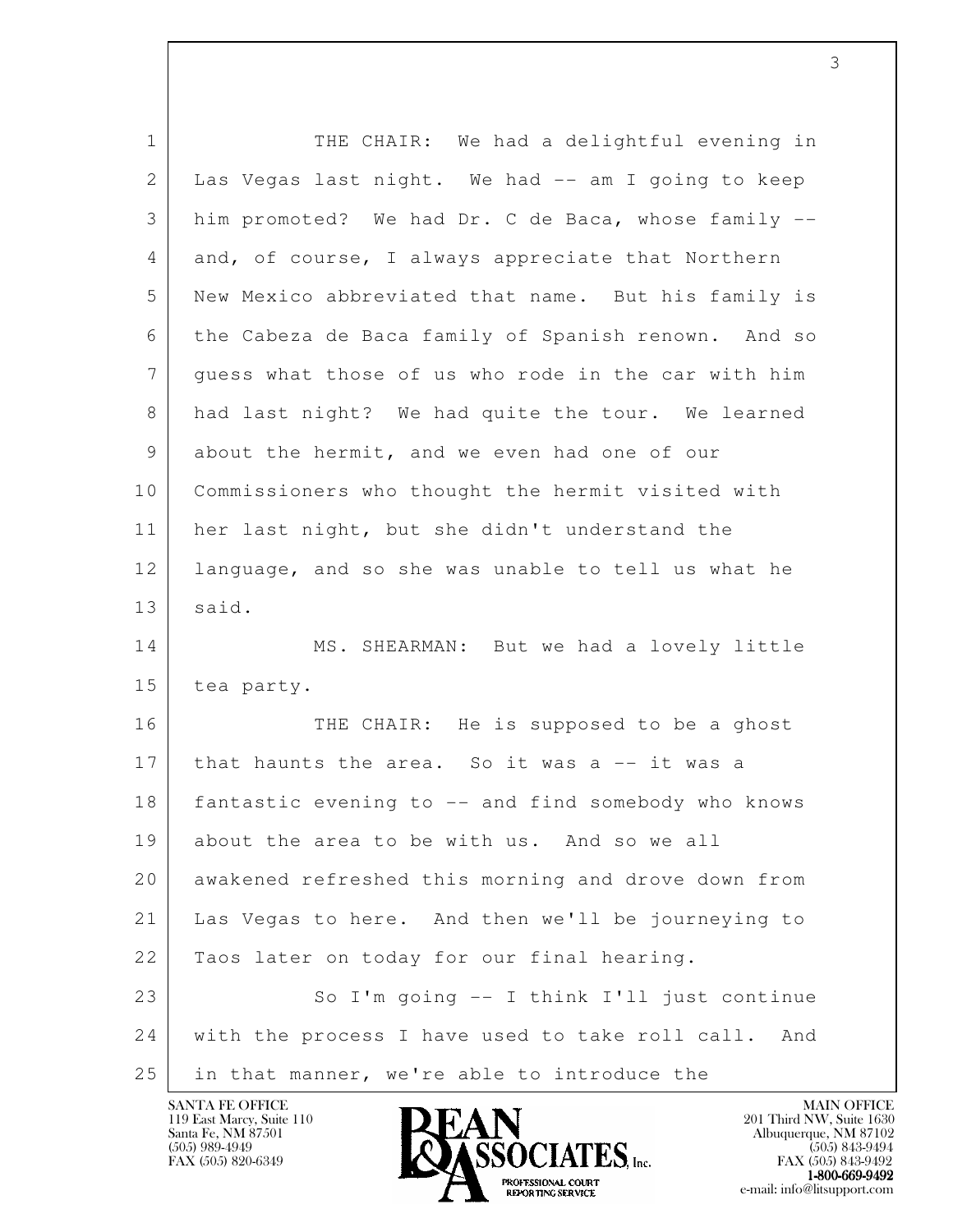THE CHAIR: We had a delightful evening in Las Vegas last night. We had -- am I going to keep him promoted? We had Dr. C de Baca, whose family -- and, of course, I always appreciate that Northern New Mexico abbreviated that name. But his family is the Cabeza de Baca family of Spanish renown. And so guess what those of us who rode in the car with him had last night? We had quite the tour. We learned about the hermit, and we even had one of our Commissioners who thought the hermit visited with her last night, but she didn't understand the language, and so she was unable to tell us what he said.

MS. SHEARMAN: But we had a lovely little tea party.

THE CHAIR: He is supposed to be a ghost that haunts the area. So it was a -- it was a fantastic evening to -- and find somebody who knows about the area to be with us. And so we all awakened refreshed this morning and drove down from Las Vegas to here. And then we'll be journeying to Taos later on today for our final hearing.

So I'm going -- I think I'll just continue with the process I have used to take roll call. And in that manner, we're able to introduce the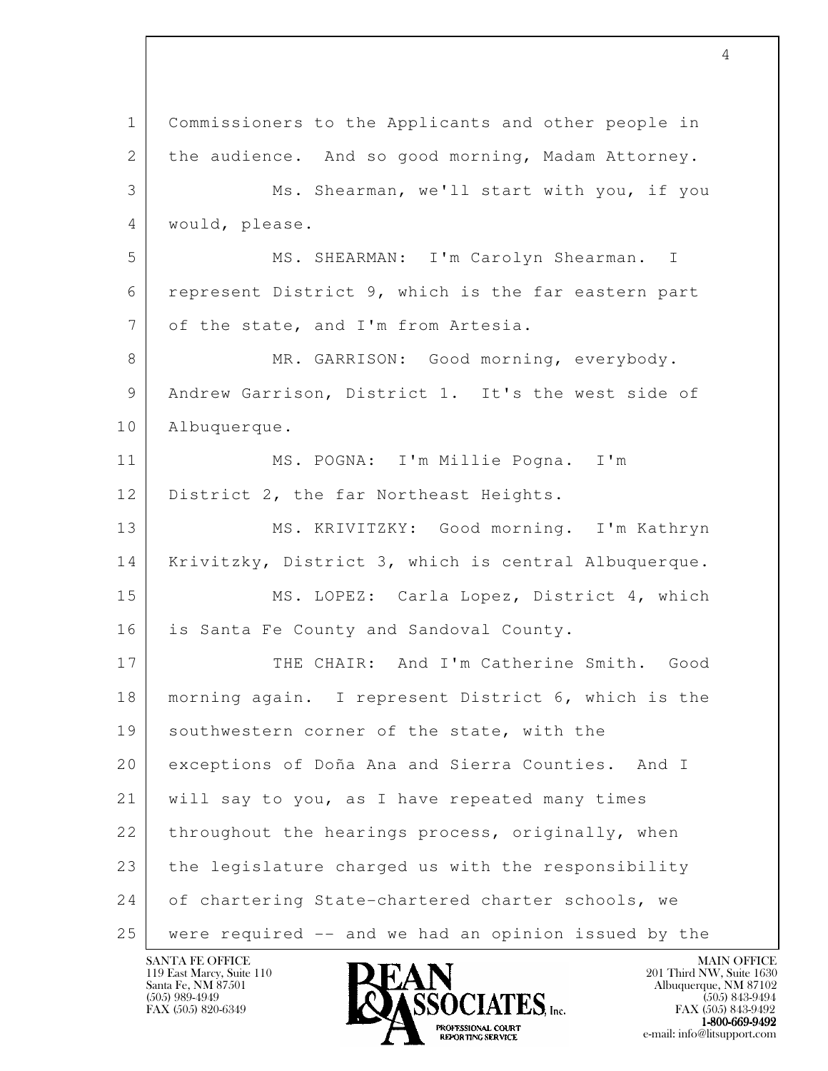1 Commissioners to the Applicants and other people in
2 the audience. And so good morning, Madam Attorney.
3 Ms. Shearman, we'll start with you, if you
4 would, please.
5 MS. SHEARMAN: I'm Carolyn Shearman. I
6 represent District 9, which is the far eastern part
7 of the state, and I'm from Artesia.
8 MR. GARRISON: Good morning, everybody.
9 Andrew Garrison, District 1. It's the west side of
10 Albuquerque.
11 MS. POGNA: I'm Millie Pogna. I'm
12 District 2, the far Northeast Heights.
13 MS. KRIVITZKY: Good morning. I'm Kathryn
14 Krivitzky, District 3, which is central Albuquerque.
15 MS. LOPEZ: Carla Lopez, District 4, which
16 is Santa Fe County and Sandoval County.
17 THE CHAIR: And I'm Catherine Smith. Good
18 morning again. I represent District 6, which is the
19 southwestern corner of the state, with the
20 exceptions of Doña Ana and Sierra Counties. And I
21 will say to you, as I have repeated many times
22 throughout the hearings process, originally, when
23 the legislature charged us with the responsibility
24 of chartering State-chartered charter schools, we
25 were required -- and we had an opinion issued by the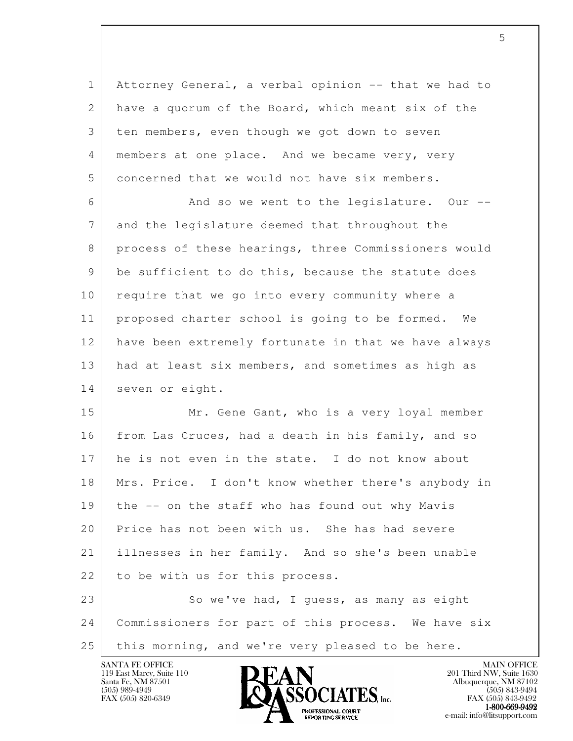Attorney General, a verbal opinion -- that we had to have a quorum of the Board, which meant six of the ten members, even though we got down to seven members at one place. And we became very, very concerned that we would not have six members.

And so we went to the legislature. Our -- and the legislature deemed that throughout the process of these hearings, three Commissioners would be sufficient to do this, because the statute does require that we go into every community where a proposed charter school is going to be formed. We have been extremely fortunate in that we have always had at least six members, and sometimes as high as seven or eight.

Mr. Gene Gant, who is a very loyal member from Las Cruces, had a death in his family, and so he is not even in the state. I do not know about Mrs. Price. I don't know whether there's anybody in the -- on the staff who has found out why Mavis Price has not been with us. She has had severe illnesses in her family. And so she's been unable to be with us for this process.

So we've had, I guess, as many as eight Commissioners for part of this process. We have six this morning, and we're very pleased to be here.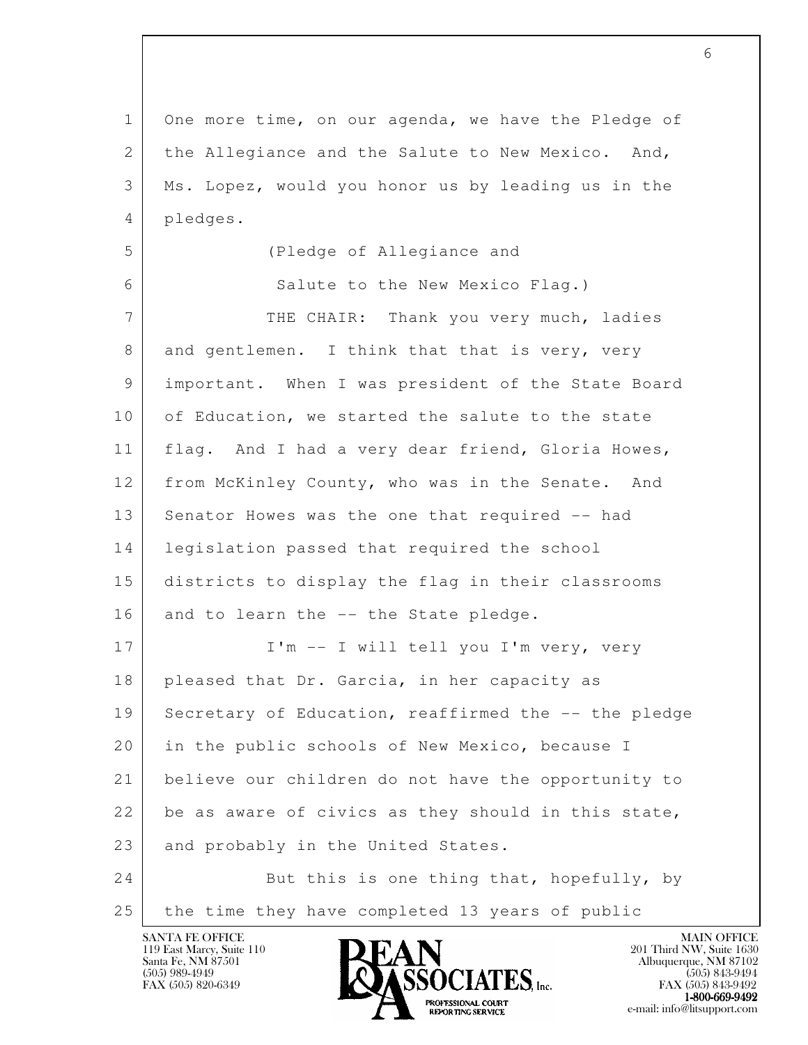One more time, on our agenda, we have the Pledge of the Allegiance and the Salute to New Mexico. And, Ms. Lopez, would you honor us by leading us in the pledges.

(Pledge of Allegiance and Salute to the New Mexico Flag.)

THE CHAIR: Thank you very much, ladies and gentlemen. I think that that is very, very important. When I was president of the State Board of Education, we started the salute to the state flag. And I had a very dear friend, Gloria Howes, from McKinley County, who was in the Senate. And Senator Howes was the one that required -- had legislation passed that required the school districts to display the flag in their classrooms and to learn the -- the State pledge.

I'm -- I will tell you I'm very, very pleased that Dr. Garcia, in her capacity as Secretary of Education, reaffirmed the -- the pledge in the public schools of New Mexico, because I believe our children do not have the opportunity to be as aware of civics as they should in this state, and probably in the United States.

But this is one thing that, hopefully, by the time they have completed 13 years of public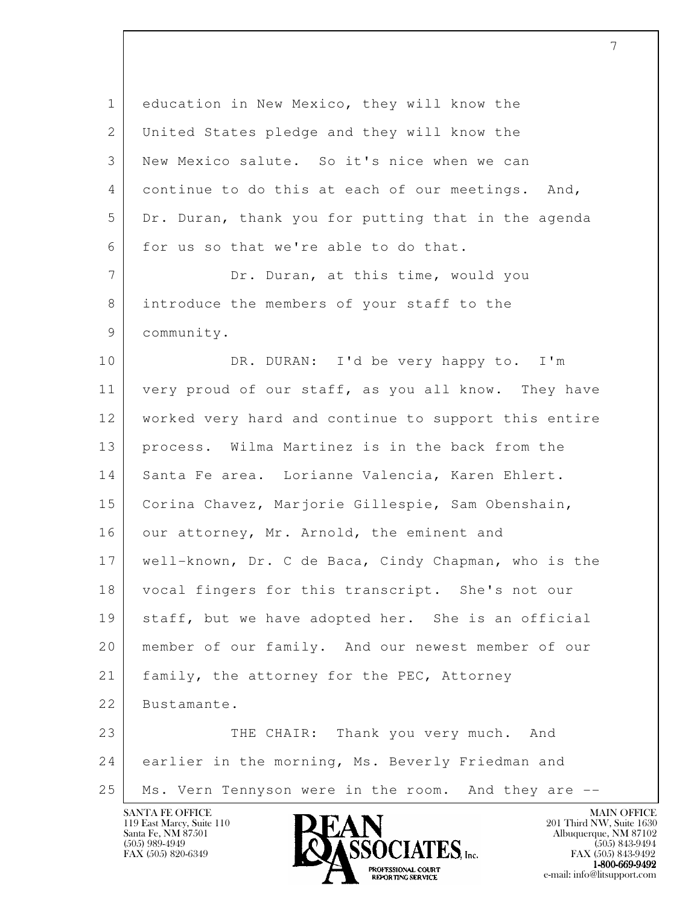education in New Mexico, they will know the United States pledge and they will know the New Mexico salute. So it's nice when we can continue to do this at each of our meetings. And, Dr. Duran, thank you for putting that in the agenda for us so that we're able to do that.

Dr. Duran, at this time, would you introduce the members of your staff to the community.

DR. DURAN: I'd be very happy to. I'm very proud of our staff, as you all know. They have worked very hard and continue to support this entire process. Wilma Martinez is in the back from the Santa Fe area. Lorianne Valencia, Karen Ehlert. Corina Chavez, Marjorie Gillespie, Sam Obenshain, our attorney, Mr. Arnold, the eminent and well-known, Dr. C de Baca, Cindy Chapman, who is the vocal fingers for this transcript. She's not our staff, but we have adopted her. She is an official member of our family. And our newest member of our family, the attorney for the PEC, Attorney Bustamante.

THE CHAIR: Thank you very much. And earlier in the morning, Ms. Beverly Friedman and Ms. Vern Tennyson were in the room. And they are --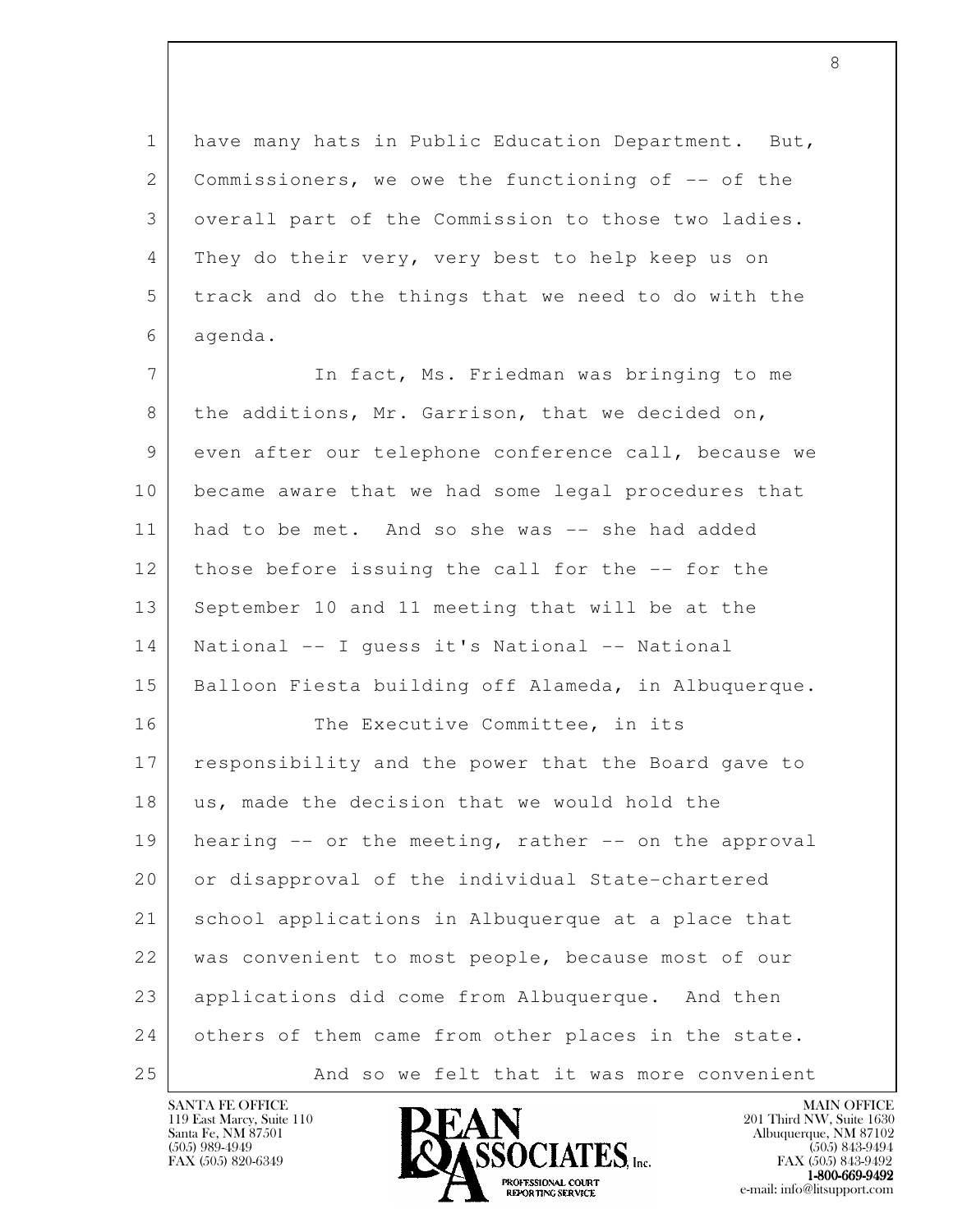have many hats in Public Education Department. But, Commissioners, we owe the functioning of -- of the overall part of the Commission to those two ladies. They do their very, very best to help keep us on track and do the things that we need to do with the agenda.

In fact, Ms. Friedman was bringing to me the additions, Mr. Garrison, that we decided on, even after our telephone conference call, because we became aware that we had some legal procedures that had to be met. And so she was -- she had added those before issuing the call for the -- for the September 10 and 11 meeting that will be at the National -- I guess it's National -- National Balloon Fiesta building off Alameda, in Albuquerque.

The Executive Committee, in its responsibility and the power that the Board gave to us, made the decision that we would hold the hearing -- or the meeting, rather -- on the approval or disapproval of the individual State-chartered school applications in Albuquerque at a place that was convenient to most people, because most of our applications did come from Albuquerque. And then others of them came from other places in the state.

And so we felt that it was more convenient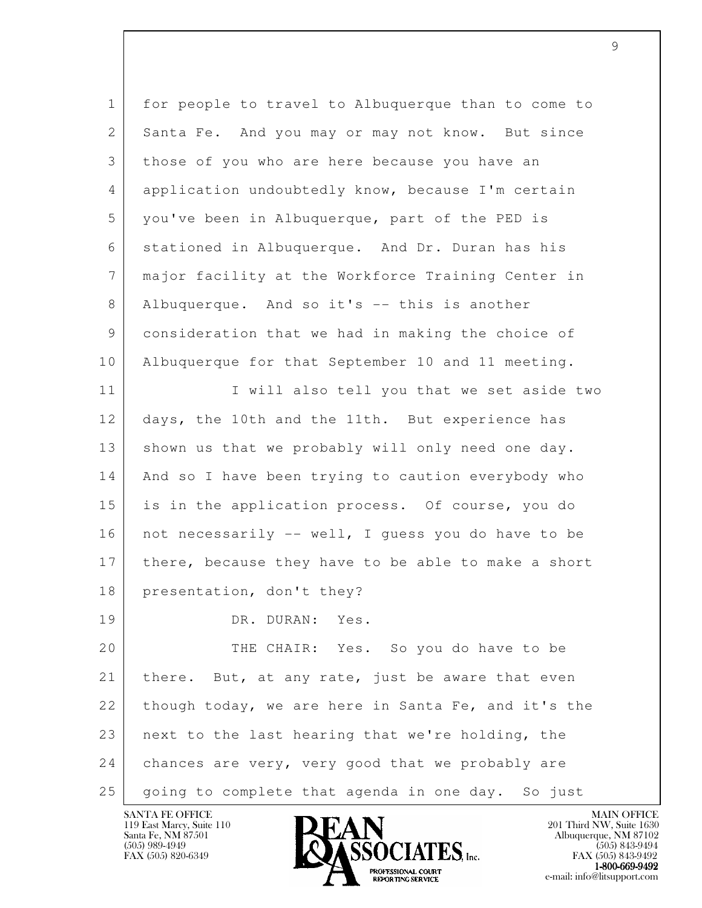for people to travel to Albuquerque than to come to Santa Fe. And you may or may not know. But since those of you who are here because you have an application undoubtedly know, because I'm certain you've been in Albuquerque, part of the PED is stationed in Albuquerque. And Dr. Duran has his major facility at the Workforce Training Center in Albuquerque. And so it's -- this is another consideration that we had in making the choice of Albuquerque for that September 10 and 11 meeting.

I will also tell you that we set aside two days, the 10th and the 11th. But experience has shown us that we probably will only need one day. And so I have been trying to caution everybody who is in the application process. Of course, you do not necessarily -- well, I guess you do have to be there, because they have to be able to make a short presentation, don't they?

DR. DURAN: Yes.

THE CHAIR: Yes. So you do have to be there. But, at any rate, just be aware that even though today, we are here in Santa Fe, and it's the next to the last hearing that we're holding, the chances are very, very good that we probably are going to complete that agenda in one day. So just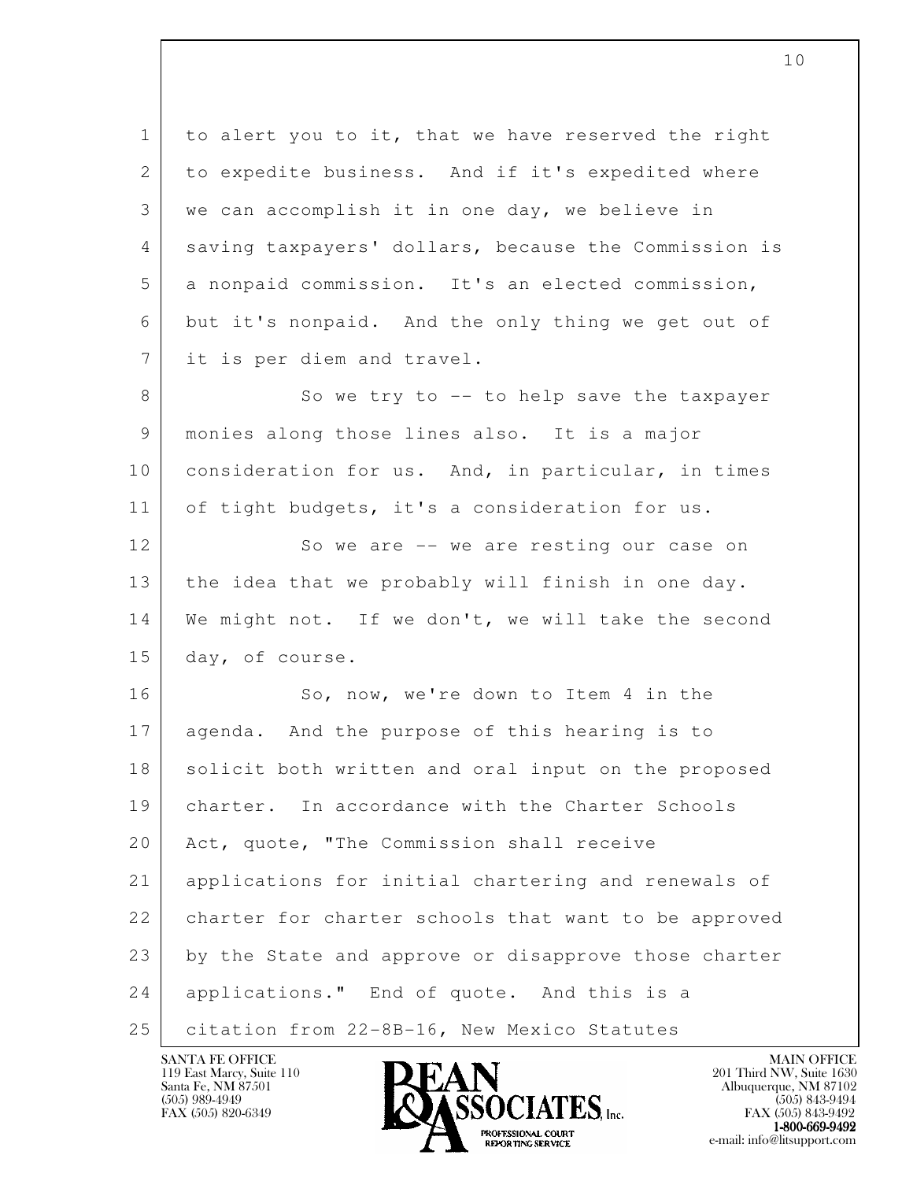to alert you to it, that we have reserved the right to expedite business. And if it's expedited where we can accomplish it in one day, we believe in saving taxpayers' dollars, because the Commission is a nonpaid commission. It's an elected commission, but it's nonpaid. And the only thing we get out of it is per diem and travel.

So we try to -- to help save the taxpayer monies along those lines also. It is a major consideration for us. And, in particular, in times of tight budgets, it's a consideration for us.

So we are -- we are resting our case on the idea that we probably will finish in one day. We might not. If we don't, we will take the second day, of course.

So, now, we're down to Item 4 in the agenda. And the purpose of this hearing is to solicit both written and oral input on the proposed charter. In accordance with the Charter Schools Act, quote, "The Commission shall receive applications for initial chartering and renewals of charter for charter schools that want to be approved by the State and approve or disapprove those charter applications." End of quote. And this is a citation from 22-8B-16, New Mexico Statutes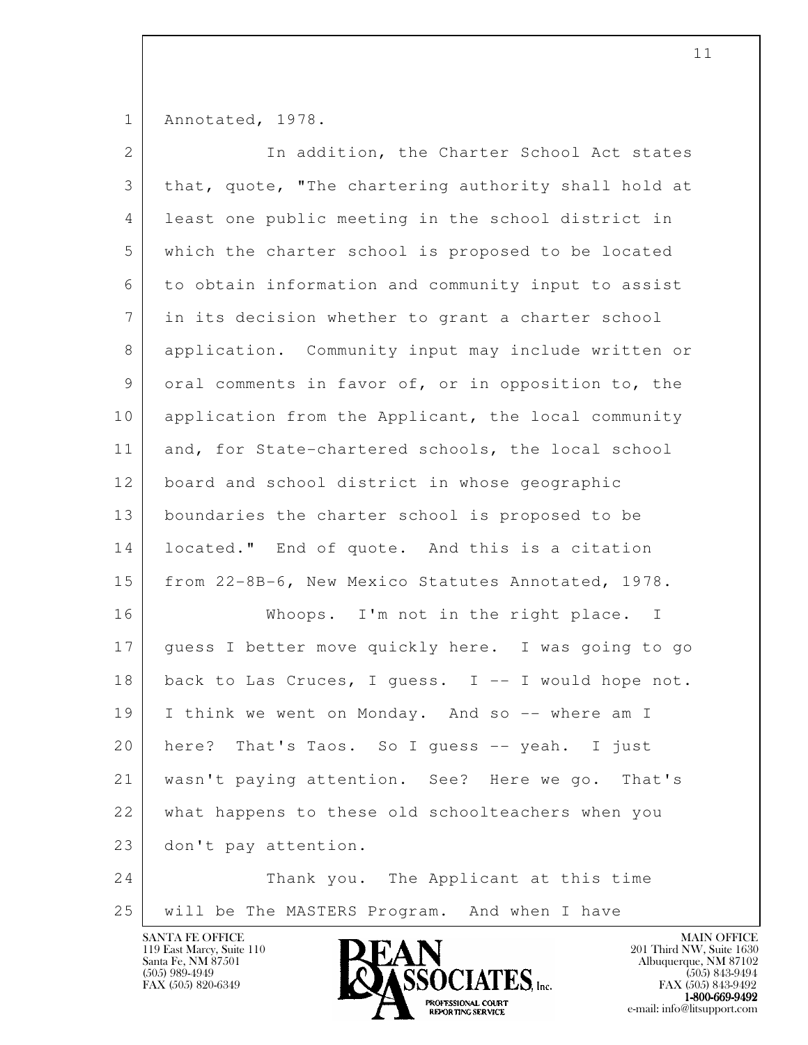Annotated, 1978.

In addition, the Charter School Act states that, quote, "The chartering authority shall hold at least one public meeting in the school district in which the charter school is proposed to be located to obtain information and community input to assist in its decision whether to grant a charter school application. Community input may include written or oral comments in favor of, or in opposition to, the application from the Applicant, the local community and, for State-chartered schools, the local school board and school district in whose geographic boundaries the charter school is proposed to be located." End of quote. And this is a citation from 22-8B-6, New Mexico Statutes Annotated, 1978.

Whoops. I'm not in the right place. I guess I better move quickly here. I was going to go back to Las Cruces, I guess. I -- I would hope not. I think we went on Monday. And so -- where am I here? That's Taos. So I guess -- yeah. I just wasn't paying attention. See? Here we go. That's what happens to these old schoolteachers when you don't pay attention.

Thank you. The Applicant at this time will be The MASTERS Program. And when I have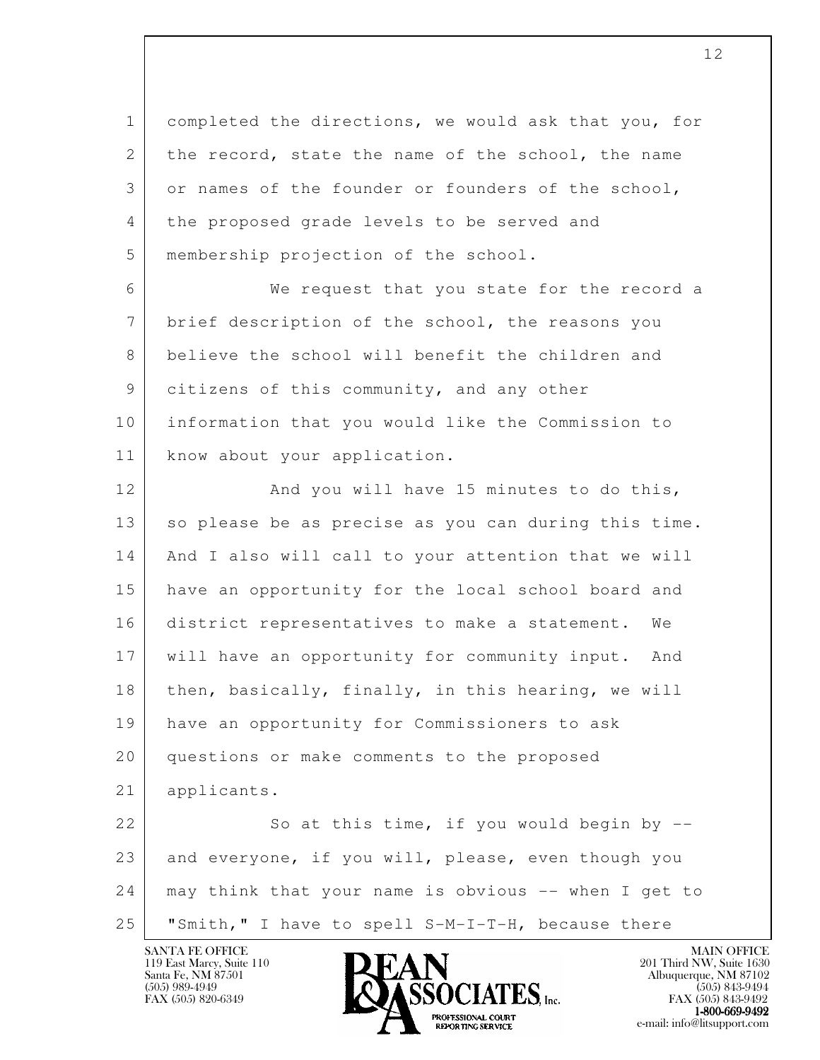completed the directions, we would ask that you, for the record, state the name of the school, the name or names of the founder or founders of the school, the proposed grade levels to be served and membership projection of the school.

We request that you state for the record a brief description of the school, the reasons you believe the school will benefit the children and citizens of this community, and any other information that you would like the Commission to know about your application.

And you will have 15 minutes to do this, so please be as precise as you can during this time. And I also will call to your attention that we will have an opportunity for the local school board and district representatives to make a statement. We will have an opportunity for community input. And then, basically, finally, in this hearing, we will have an opportunity for Commissioners to ask questions or make comments to the proposed applicants.

So at this time, if you would begin by -- and everyone, if you will, please, even though you may think that your name is obvious -- when I get to "Smith," I have to spell S-M-I-T-H, because there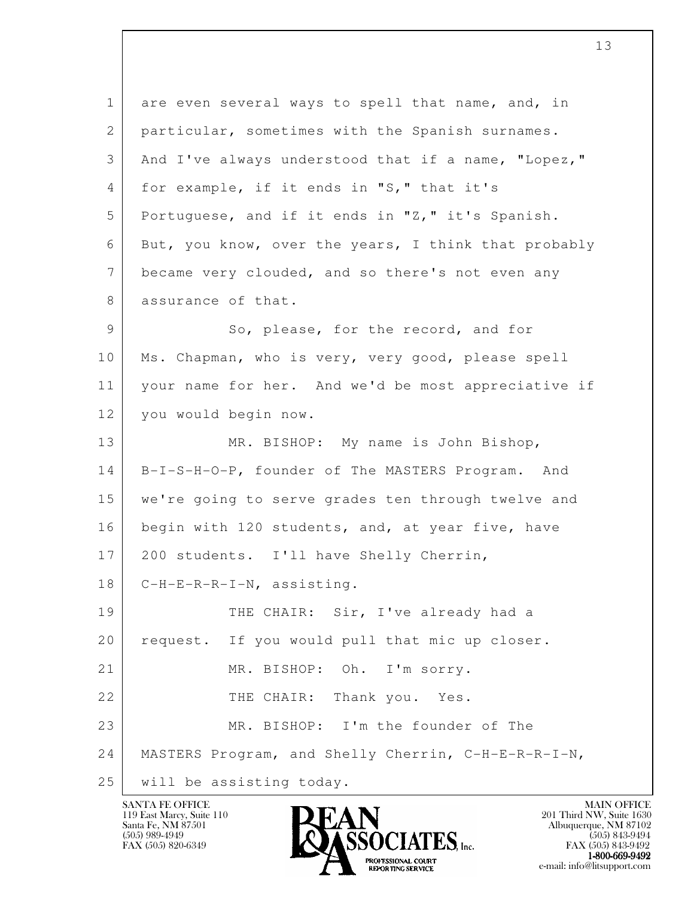are even several ways to spell that name, and, in particular, sometimes with the Spanish surnames. And I've always understood that if a name, "Lopez," for example, if it ends in "S," that it's Portuguese, and if it ends in "Z," it's Spanish. But, you know, over the years, I think that probably became very clouded, and so there's not even any assurance of that.

So, please, for the record, and for Ms. Chapman, who is very, very good, please spell your name for her. And we'd be most appreciative if you would begin now.

MR. BISHOP: My name is John Bishop, B-I-S-H-O-P, founder of The MASTERS Program. And we're going to serve grades ten through twelve and begin with 120 students, and, at year five, have 200 students. I'll have Shelly Cherrin, C-H-E-R-R-I-N, assisting.

THE CHAIR: Sir, I've already had a request. If you would pull that mic up closer.

MR. BISHOP: Oh. I'm sorry.

THE CHAIR: Thank you. Yes.

MR. BISHOP: I'm the founder of The MASTERS Program, and Shelly Cherrin, C-H-E-R-R-I-N, will be assisting today.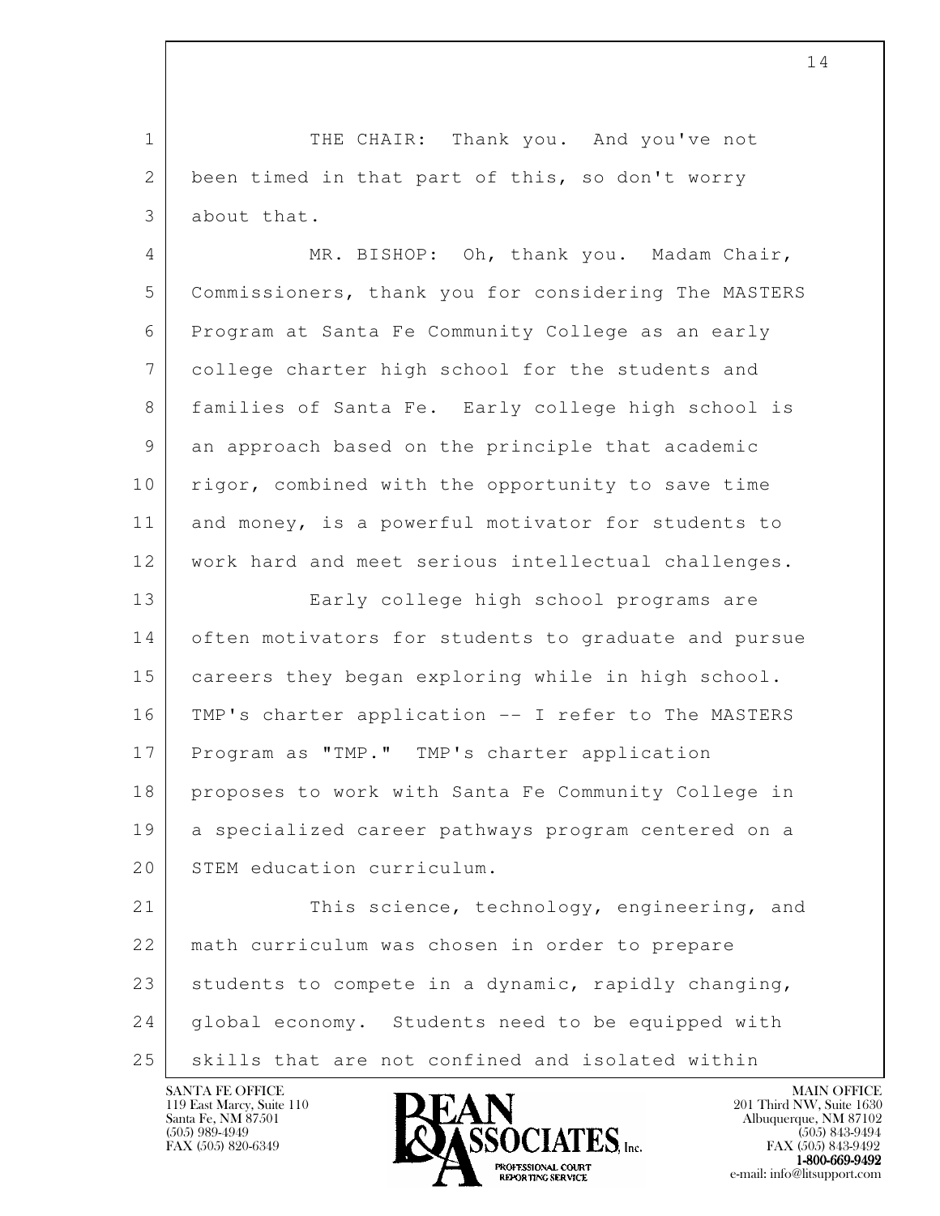THE CHAIR: Thank you. And you've not been timed in that part of this, so don't worry about that.

MR. BISHOP: Oh, thank you. Madam Chair, Commissioners, thank you for considering The MASTERS Program at Santa Fe Community College as an early college charter high school for the students and families of Santa Fe. Early college high school is an approach based on the principle that academic rigor, combined with the opportunity to save time and money, is a powerful motivator for students to work hard and meet serious intellectual challenges.

Early college high school programs are often motivators for students to graduate and pursue careers they began exploring while in high school. TMP's charter application -- I refer to The MASTERS Program as "TMP." TMP's charter application proposes to work with Santa Fe Community College in a specialized career pathways program centered on a STEM education curriculum.

This science, technology, engineering, and math curriculum was chosen in order to prepare students to compete in a dynamic, rapidly changing, global economy. Students need to be equipped with skills that are not confined and isolated within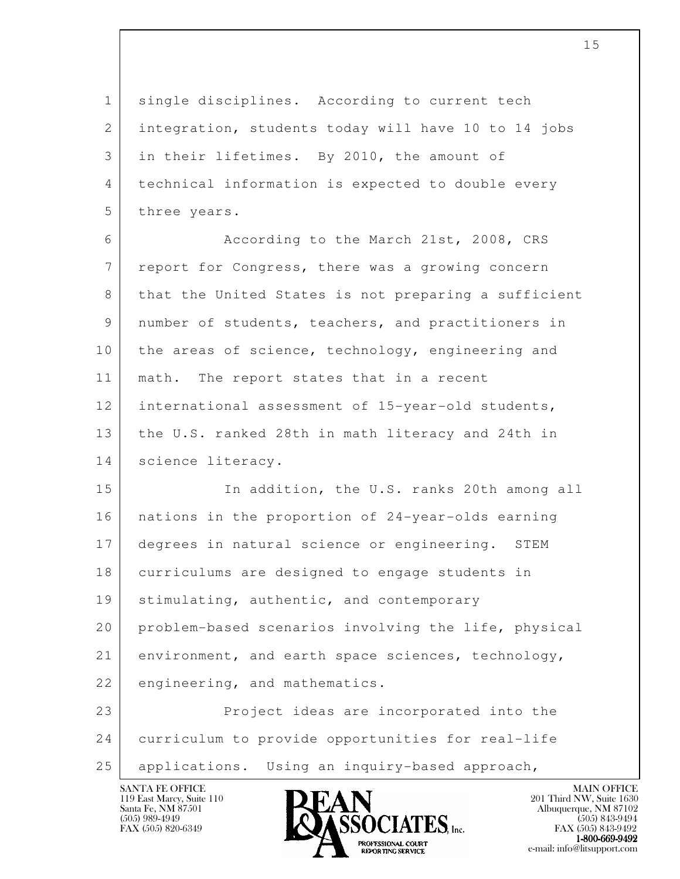single disciplines. According to current tech integration, students today will have 10 to 14 jobs in their lifetimes. By 2010, the amount of technical information is expected to double every three years.

According to the March 21st, 2008, CRS report for Congress, there was a growing concern that the United States is not preparing a sufficient number of students, teachers, and practitioners in the areas of science, technology, engineering and math. The report states that in a recent international assessment of 15-year-old students, the U.S. ranked 28th in math literacy and 24th in science literacy.

In addition, the U.S. ranks 20th among all nations in the proportion of 24-year-olds earning degrees in natural science or engineering. STEM curriculums are designed to engage students in stimulating, authentic, and contemporary problem-based scenarios involving the life, physical environment, and earth space sciences, technology, engineering, and mathematics.

Project ideas are incorporated into the curriculum to provide opportunities for real-life applications. Using an inquiry-based approach,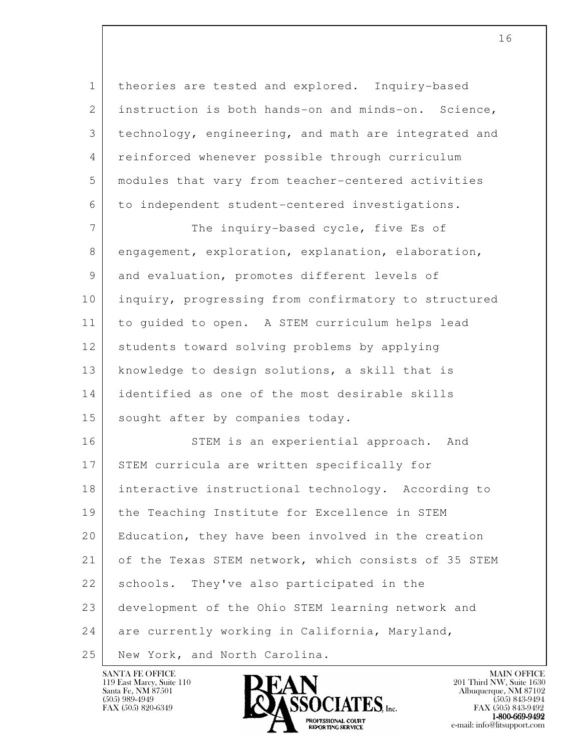theories are tested and explored. Inquiry-based instruction is both hands-on and minds-on. Science, technology, engineering, and math are integrated and reinforced whenever possible through curriculum modules that vary from teacher-centered activities to independent student-centered investigations.

The inquiry-based cycle, five Es of engagement, exploration, explanation, elaboration, and evaluation, promotes different levels of inquiry, progressing from confirmatory to structured to guided to open. A STEM curriculum helps lead students toward solving problems by applying knowledge to design solutions, a skill that is identified as one of the most desirable skills sought after by companies today.

STEM is an experiential approach. And STEM curricula are written specifically for interactive instructional technology. According to the Teaching Institute for Excellence in STEM Education, they have been involved in the creation of the Texas STEM network, which consists of 35 STEM schools. They've also participated in the development of the Ohio STEM learning network and are currently working in California, Maryland, New York, and North Carolina.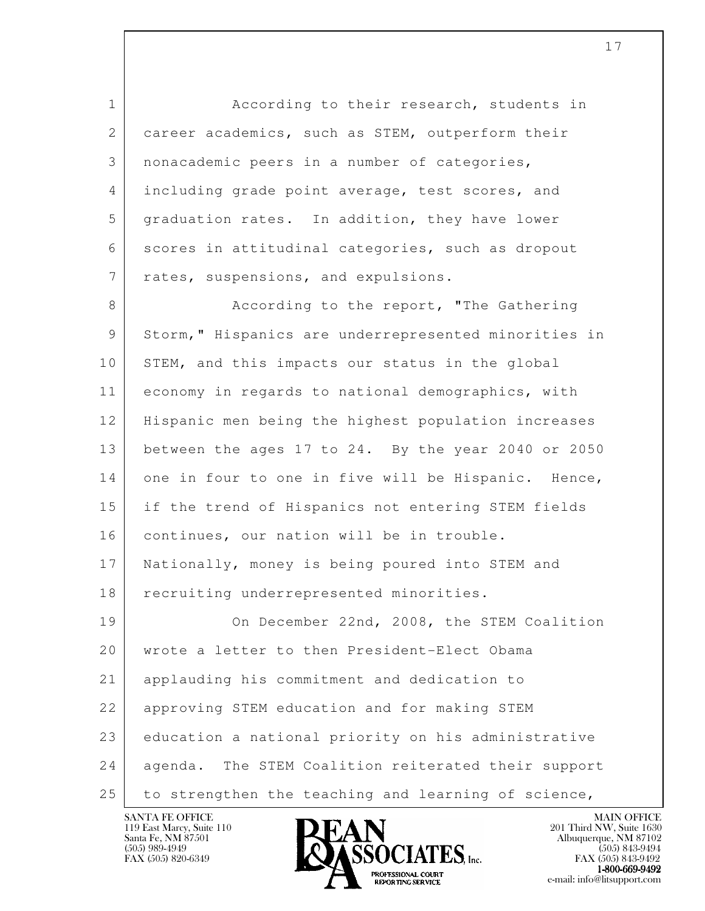According to their research, students in career academics, such as STEM, outperform their nonacademic peers in a number of categories, including grade point average, test scores, and graduation rates. In addition, they have lower scores in attitudinal categories, such as dropout rates, suspensions, and expulsions.

According to the report, "The Gathering Storm," Hispanics are underrepresented minorities in STEM, and this impacts our status in the global economy in regards to national demographics, with Hispanic men being the highest population increases between the ages 17 to 24. By the year 2040 or 2050 one in four to one in five will be Hispanic. Hence, if the trend of Hispanics not entering STEM fields continues, our nation will be in trouble. Nationally, money is being poured into STEM and recruiting underrepresented minorities.

On December 22nd, 2008, the STEM Coalition wrote a letter to then President-Elect Obama applauding his commitment and dedication to approving STEM education and for making STEM education a national priority on his administrative agenda. The STEM Coalition reiterated their support to strengthen the teaching and learning of science,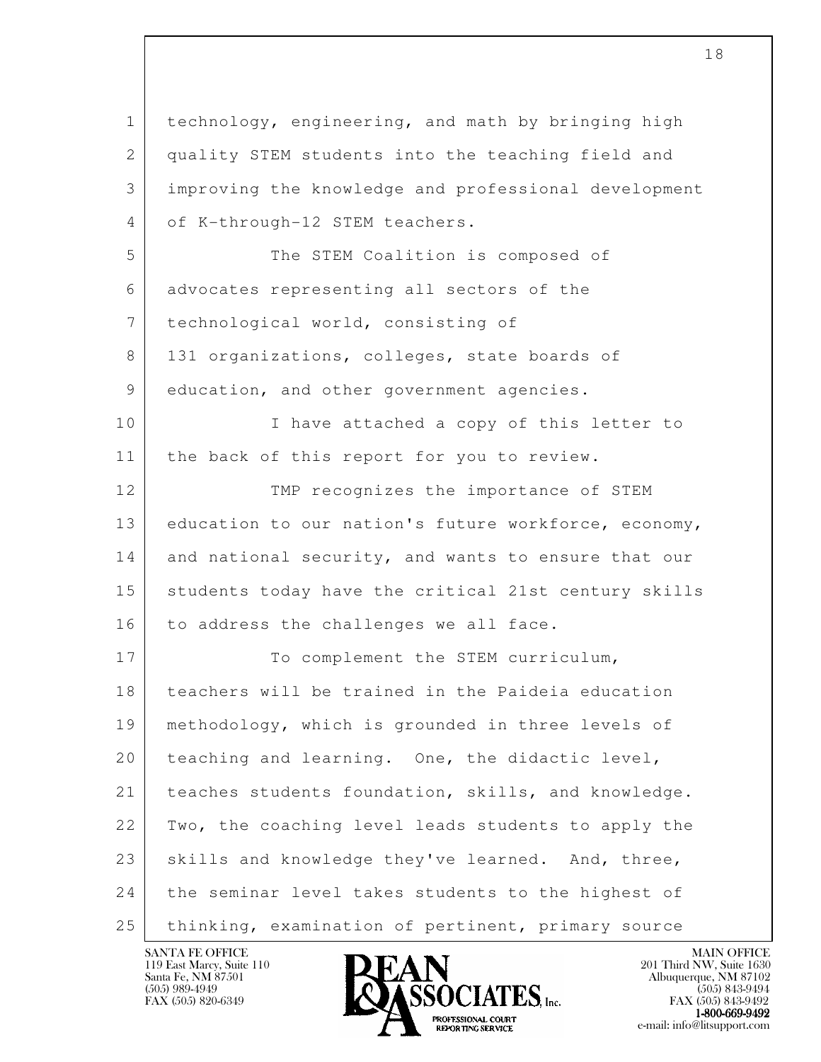technology, engineering, and math by bringing high quality STEM students into the teaching field and improving the knowledge and professional development of K-through-12 STEM teachers.

The STEM Coalition is composed of advocates representing all sectors of the technological world, consisting of 131 organizations, colleges, state boards of education, and other government agencies.

I have attached a copy of this letter to the back of this report for you to review.

TMP recognizes the importance of STEM education to our nation's future workforce, economy, and national security, and wants to ensure that our students today have the critical 21st century skills to address the challenges we all face.

To complement the STEM curriculum, teachers will be trained in the Paideia education methodology, which is grounded in three levels of teaching and learning. One, the didactic level, teaches students foundation, skills, and knowledge. Two, the coaching level leads students to apply the skills and knowledge they've learned. And, three, the seminar level takes students to the highest of thinking, examination of pertinent, primary source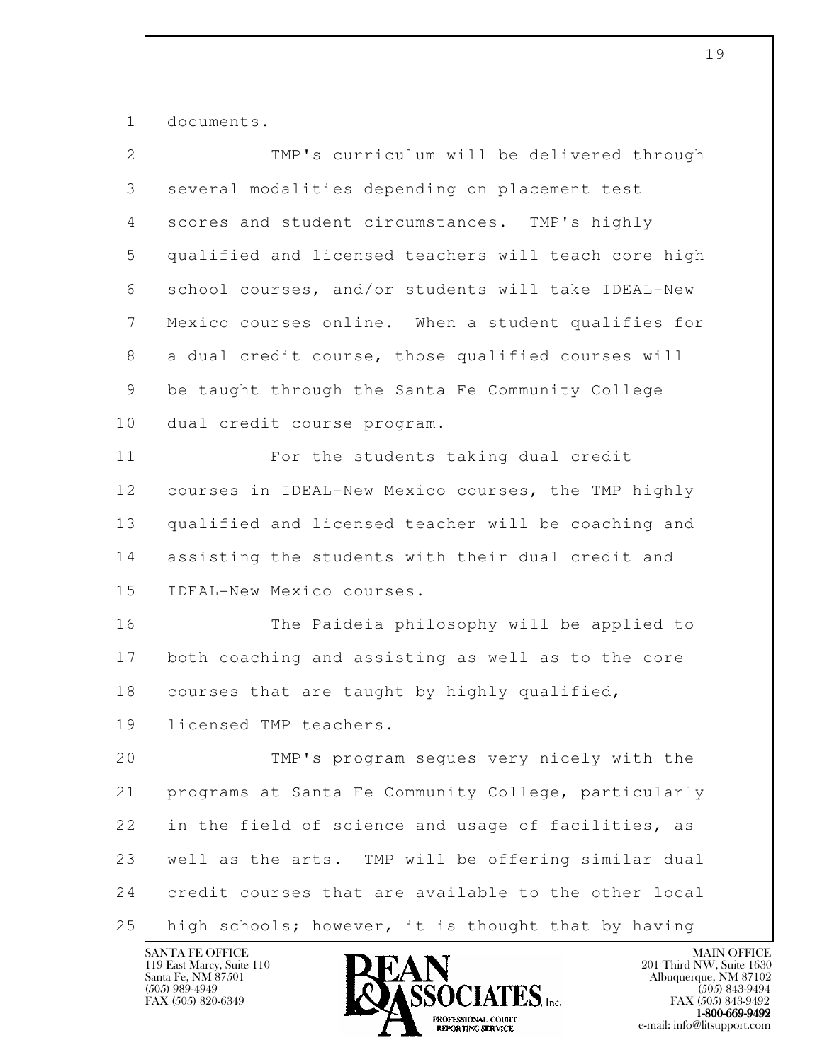documents.

TMP's curriculum will be delivered through several modalities depending on placement test scores and student circumstances. TMP's highly qualified and licensed teachers will teach core high school courses, and/or students will take IDEAL-New Mexico courses online. When a student qualifies for a dual credit course, those qualified courses will be taught through the Santa Fe Community College dual credit course program.

For the students taking dual credit courses in IDEAL-New Mexico courses, the TMP highly qualified and licensed teacher will be coaching and assisting the students with their dual credit and IDEAL-New Mexico courses.

The Paideia philosophy will be applied to both coaching and assisting as well as to the core courses that are taught by highly qualified, licensed TMP teachers.

TMP's program segues very nicely with the programs at Santa Fe Community College, particularly in the field of science and usage of facilities, as well as the arts. TMP will be offering similar dual credit courses that are available to the other local high schools; however, it is thought that by having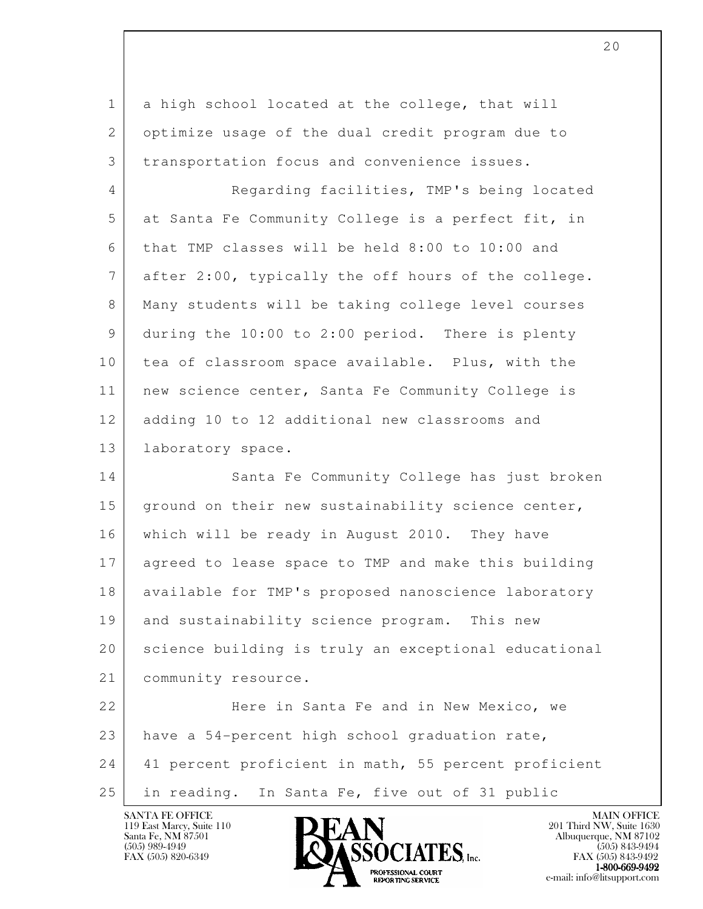a high school located at the college, that will optimize usage of the dual credit program due to transportation focus and convenience issues.

Regarding facilities, TMP's being located at Santa Fe Community College is a perfect fit, in that TMP classes will be held 8:00 to 10:00 and after 2:00, typically the off hours of the college. Many students will be taking college level courses during the 10:00 to 2:00 period. There is plenty tea of classroom space available. Plus, with the new science center, Santa Fe Community College is adding 10 to 12 additional new classrooms and laboratory space.

Santa Fe Community College has just broken ground on their new sustainability science center, which will be ready in August 2010. They have agreed to lease space to TMP and make this building available for TMP's proposed nanoscience laboratory and sustainability science program. This new science building is truly an exceptional educational community resource.

Here in Santa Fe and in New Mexico, we have a 54-percent high school graduation rate, 41 percent proficient in math, 55 percent proficient in reading. In Santa Fe, five out of 31 public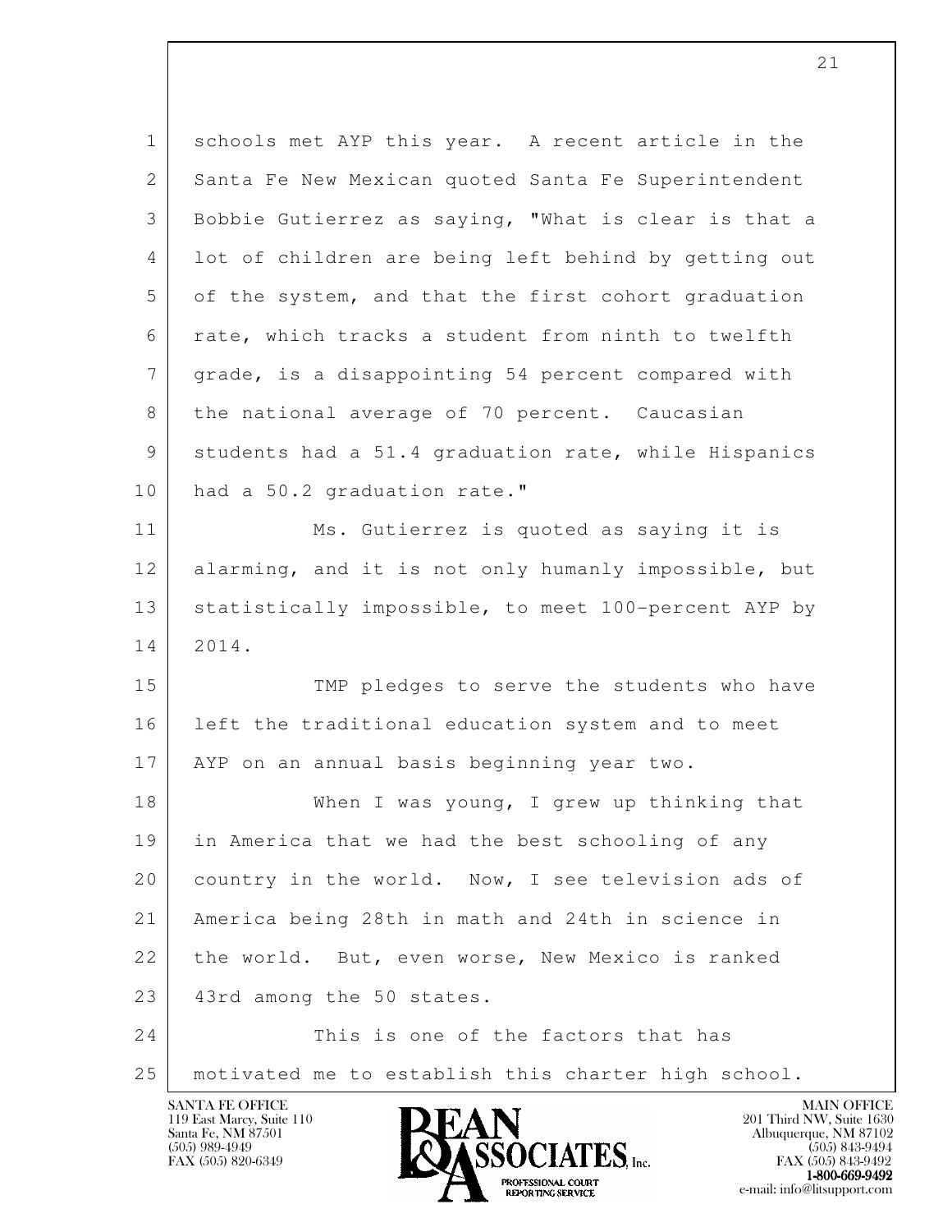schools met AYP this year. A recent article in the Santa Fe New Mexican quoted Santa Fe Superintendent Bobbie Gutierrez as saying, "What is clear is that a lot of children are being left behind by getting out of the system, and that the first cohort graduation rate, which tracks a student from ninth to twelfth grade, is a disappointing 54 percent compared with the national average of 70 percent. Caucasian students had a 51.4 graduation rate, while Hispanics had a 50.2 graduation rate."

Ms. Gutierrez is quoted as saying it is alarming, and it is not only humanly impossible, but statistically impossible, to meet 100-percent AYP by 2014.

TMP pledges to serve the students who have left the traditional education system and to meet AYP on an annual basis beginning year two.

When I was young, I grew up thinking that in America that we had the best schooling of any country in the world. Now, I see television ads of America being 28th in math and 24th in science in the world. But, even worse, New Mexico is ranked 43rd among the 50 states.

This is one of the factors that has motivated me to establish this charter high school.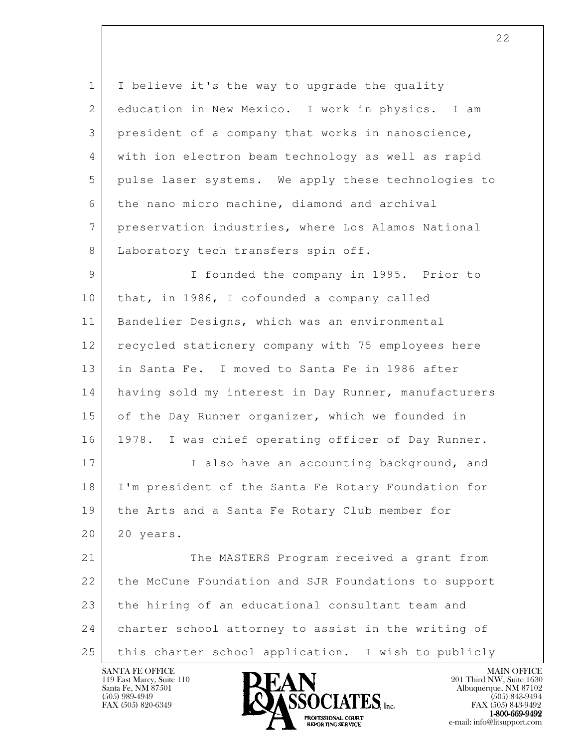I believe it's the way to upgrade the quality education in New Mexico. I work in physics. I am president of a company that works in nanoscience, with ion electron beam technology as well as rapid pulse laser systems. We apply these technologies to the nano micro machine, diamond and archival preservation industries, where Los Alamos National Laboratory tech transfers spin off.

I founded the company in 1995. Prior to that, in 1986, I cofounded a company called Bandelier Designs, which was an environmental recycled stationery company with 75 employees here in Santa Fe. I moved to Santa Fe in 1986 after having sold my interest in Day Runner, manufacturers of the Day Runner organizer, which we founded in 1978. I was chief operating officer of Day Runner.

I also have an accounting background, and I'm president of the Santa Fe Rotary Foundation for the Arts and a Santa Fe Rotary Club member for 20 years.

The MASTERS Program received a grant from the McCune Foundation and SJR Foundations to support the hiring of an educational consultant team and charter school attorney to assist in the writing of this charter school application. I wish to publicly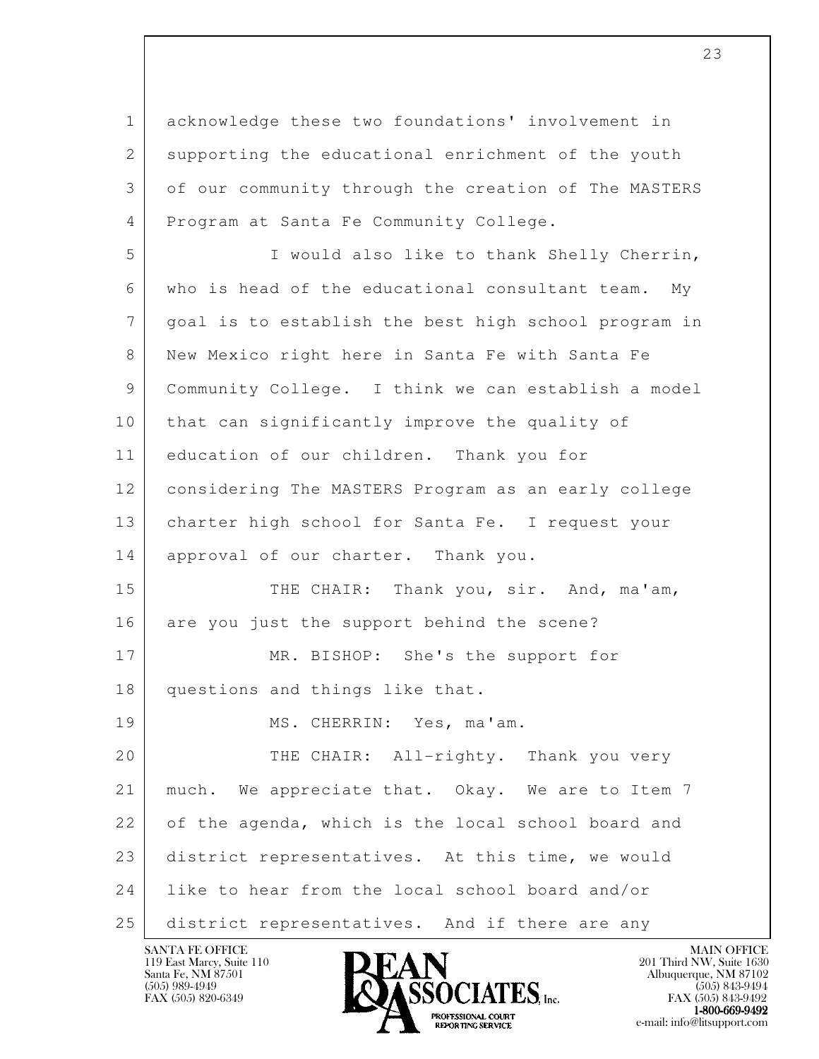acknowledge these two foundations' involvement in supporting the educational enrichment of the youth of our community through the creation of The MASTERS Program at Santa Fe Community College.

I would also like to thank Shelly Cherrin, who is head of the educational consultant team. My goal is to establish the best high school program in New Mexico right here in Santa Fe with Santa Fe Community College. I think we can establish a model that can significantly improve the quality of education of our children. Thank you for considering The MASTERS Program as an early college charter high school for Santa Fe. I request your approval of our charter. Thank you.

THE CHAIR: Thank you, sir. And, ma'am, are you just the support behind the scene?

MR. BISHOP: She's the support for questions and things like that.

MS. CHERRIN: Yes, ma'am.

THE CHAIR: All-righty. Thank you very much. We appreciate that. Okay. We are to Item 7 of the agenda, which is the local school board and district representatives. At this time, we would like to hear from the local school board and/or district representatives. And if there are any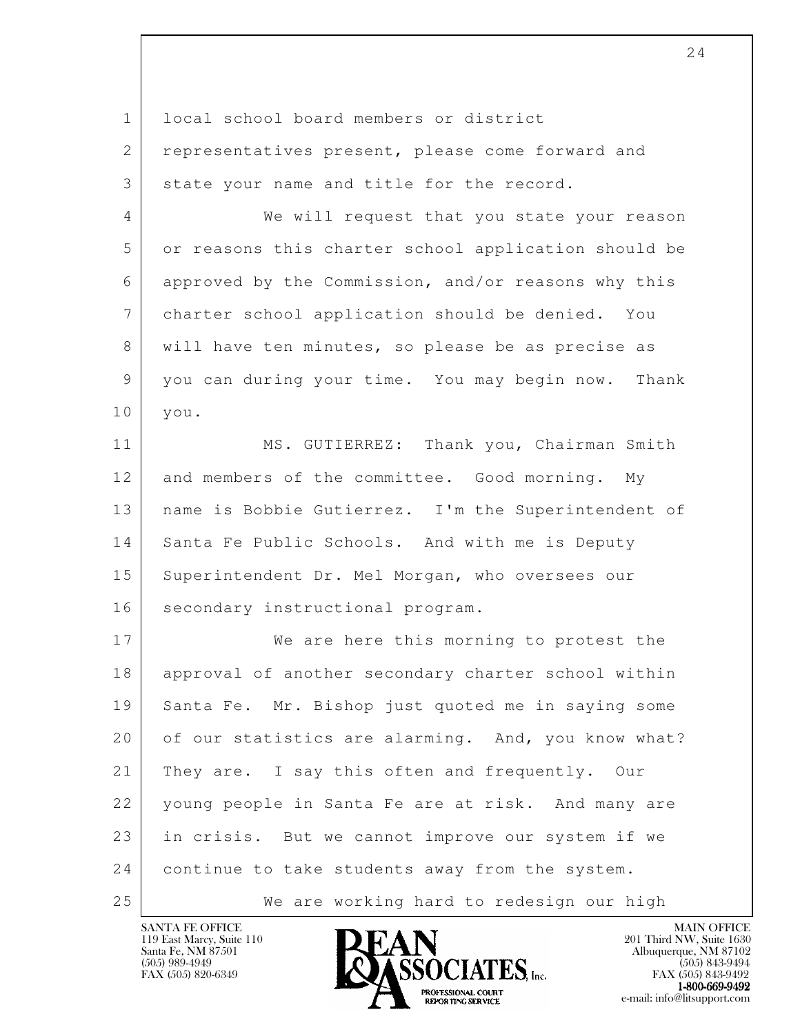local school board members or district representatives present, please come forward and state your name and title for the record.

We will request that you state your reason or reasons this charter school application should be approved by the Commission, and/or reasons why this charter school application should be denied. You will have ten minutes, so please be as precise as you can during your time. You may begin now. Thank you.

MS. GUTIERREZ: Thank you, Chairman Smith and members of the committee. Good morning. My name is Bobbie Gutierrez. I'm the Superintendent of Santa Fe Public Schools. And with me is Deputy Superintendent Dr. Mel Morgan, who oversees our secondary instructional program.

We are here this morning to protest the approval of another secondary charter school within Santa Fe. Mr. Bishop just quoted me in saying some of our statistics are alarming. And, you know what? They are. I say this often and frequently. Our young people in Santa Fe are at risk. And many are in crisis. But we cannot improve our system if we continue to take students away from the system.

We are working hard to redesign our high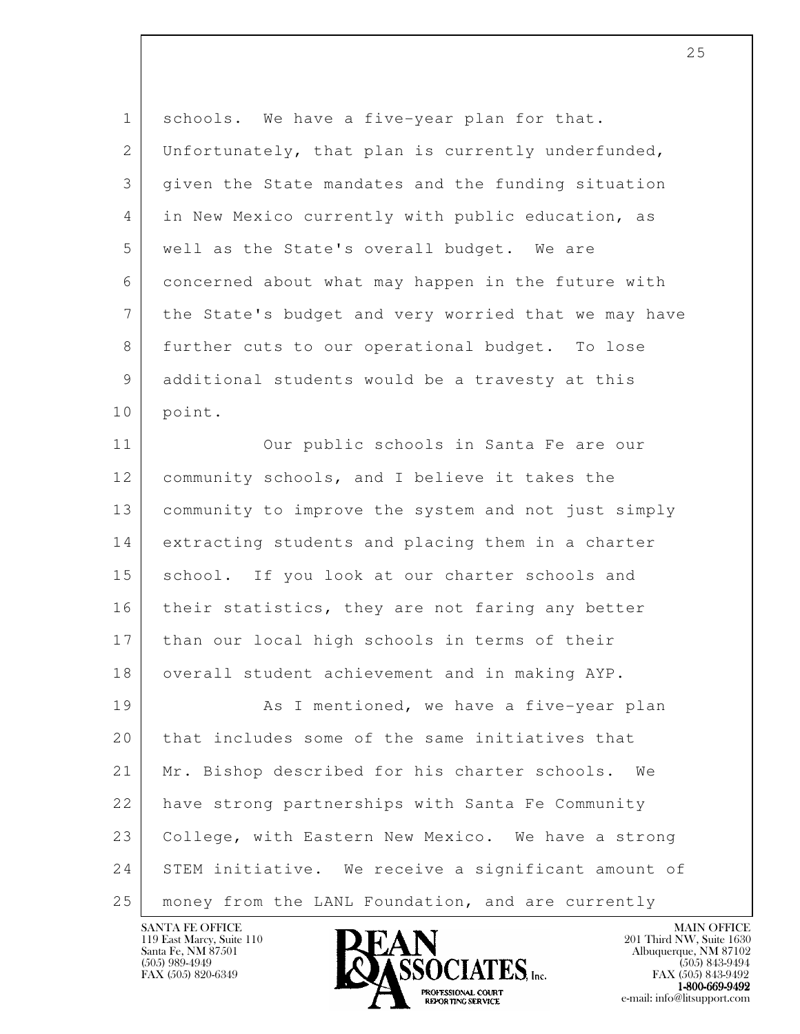schools. We have a five-year plan for that. Unfortunately, that plan is currently underfunded, given the State mandates and the funding situation in New Mexico currently with public education, as well as the State's overall budget. We are concerned about what may happen in the future with the State's budget and very worried that we may have further cuts to our operational budget. To lose additional students would be a travesty at this point.

Our public schools in Santa Fe are our community schools, and I believe it takes the community to improve the system and not just simply extracting students and placing them in a charter school. If you look at our charter schools and their statistics, they are not faring any better than our local high schools in terms of their overall student achievement and in making AYP.

As I mentioned, we have a five-year plan that includes some of the same initiatives that Mr. Bishop described for his charter schools. We have strong partnerships with Santa Fe Community College, with Eastern New Mexico. We have a strong STEM initiative. We receive a significant amount of money from the LANL Foundation, and are currently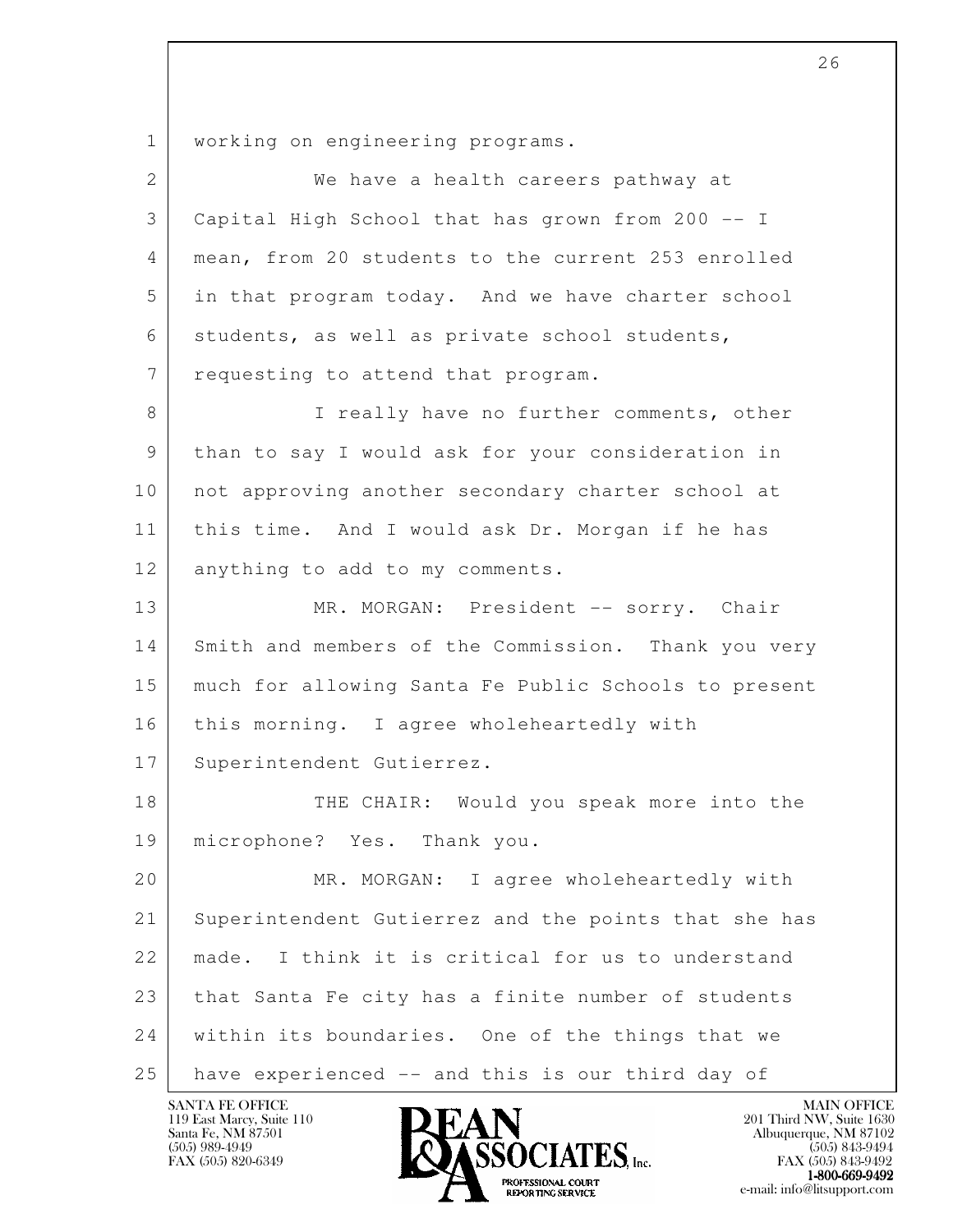working on engineering programs.

We have a health careers pathway at Capital High School that has grown from 200 -- I mean, from 20 students to the current 253 enrolled in that program today. And we have charter school students, as well as private school students, requesting to attend that program.

I really have no further comments, other than to say I would ask for your consideration in not approving another secondary charter school at this time. And I would ask Dr. Morgan if he has anything to add to my comments.

MR. MORGAN: President -- sorry. Chair Smith and members of the Commission. Thank you very much for allowing Santa Fe Public Schools to present this morning. I agree wholeheartedly with Superintendent Gutierrez.

THE CHAIR: Would you speak more into the microphone? Yes. Thank you.

MR. MORGAN: I agree wholeheartedly with Superintendent Gutierrez and the points that she has made. I think it is critical for us to understand that Santa Fe city has a finite number of students within its boundaries. One of the things that we have experienced -- and this is our third day of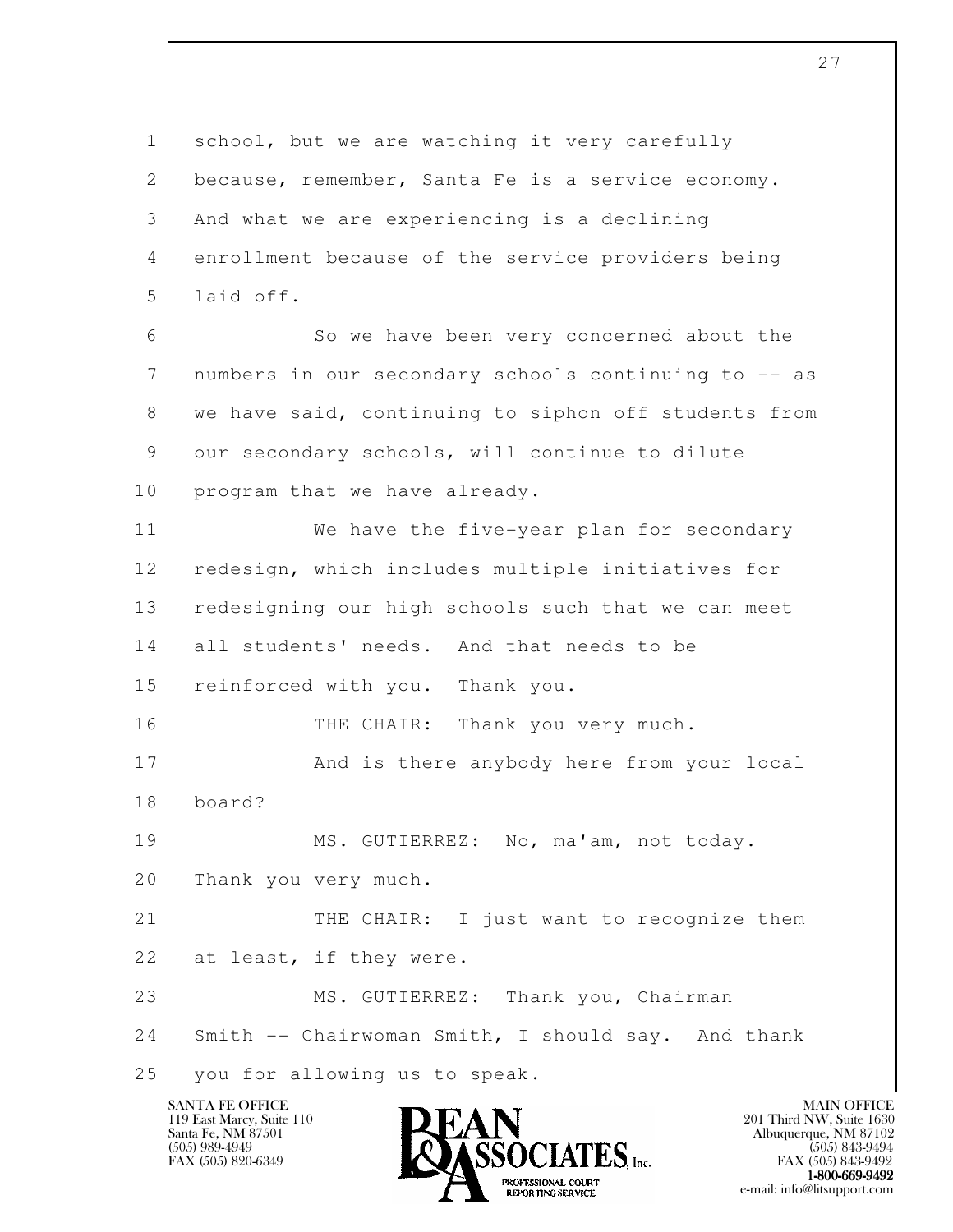school, but we are watching it very carefully because, remember, Santa Fe is a service economy. And what we are experiencing is a declining enrollment because of the service providers being laid off.

So we have been very concerned about the numbers in our secondary schools continuing to -- as we have said, continuing to siphon off students from our secondary schools, will continue to dilute program that we have already.

We have the five-year plan for secondary redesign, which includes multiple initiatives for redesigning our high schools such that we can meet all students' needs. And that needs to be reinforced with you. Thank you.

THE CHAIR: Thank you very much.

And is there anybody here from your local board?

MS. GUTIERREZ: No, ma'am, not today. Thank you very much.

THE CHAIR: I just want to recognize them at least, if they were.

MS. GUTIERREZ: Thank you, Chairman Smith -- Chairwoman Smith, I should say. And thank you for allowing us to speak.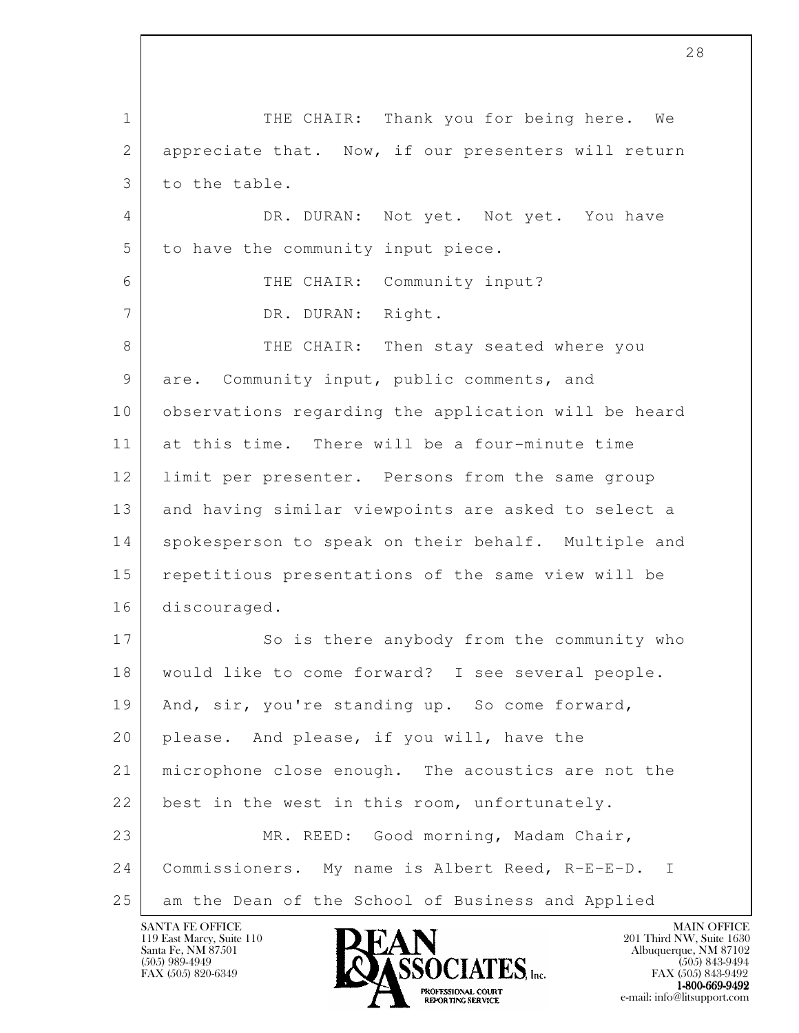THE CHAIR: Thank you for being here. We appreciate that. Now, if our presenters will return to the table.

DR. DURAN: Not yet. Not yet. You have to have the community input piece.

THE CHAIR: Community input?

DR. DURAN: Right.

THE CHAIR: Then stay seated where you are. Community input, public comments, and observations regarding the application will be heard at this time. There will be a four-minute time limit per presenter. Persons from the same group and having similar viewpoints are asked to select a spokesperson to speak on their behalf. Multiple and repetitious presentations of the same view will be discouraged.

So is there anybody from the community who would like to come forward? I see several people. And, sir, you're standing up. So come forward, please. And please, if you will, have the microphone close enough. The acoustics are not the best in the west in this room, unfortunately.

MR. REED: Good morning, Madam Chair, Commissioners. My name is Albert Reed, R-E-E-D. I am the Dean of the School of Business and Applied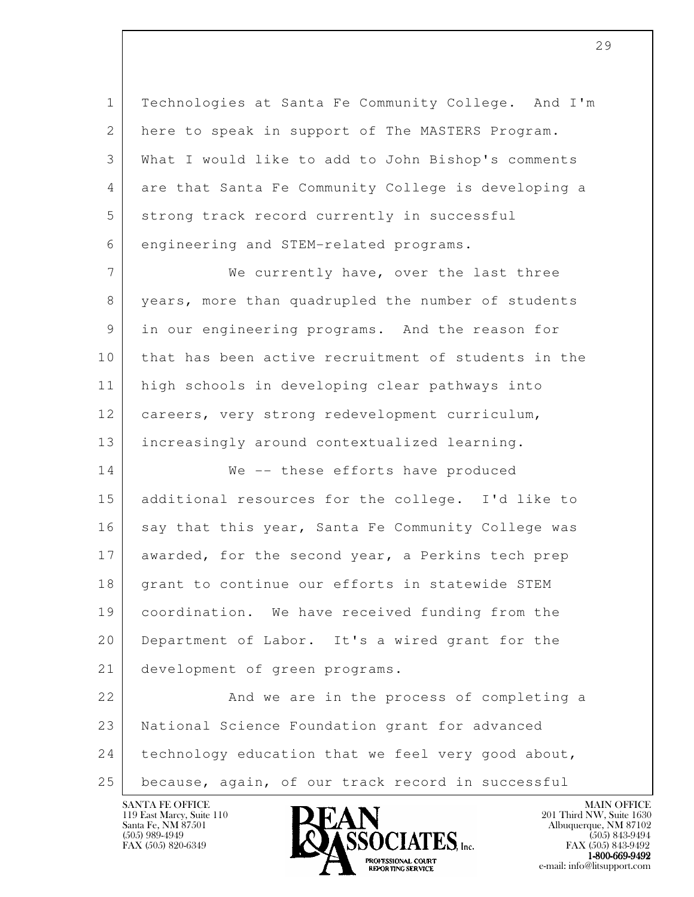Technologies at Santa Fe Community College. And I'm here to speak in support of The MASTERS Program. What I would like to add to John Bishop's comments are that Santa Fe Community College is developing a strong track record currently in successful engineering and STEM-related programs.

We currently have, over the last three years, more than quadrupled the number of students in our engineering programs. And the reason for that has been active recruitment of students in the high schools in developing clear pathways into careers, very strong redevelopment curriculum, increasingly around contextualized learning.

We -- these efforts have produced additional resources for the college. I'd like to say that this year, Santa Fe Community College was awarded, for the second year, a Perkins tech prep grant to continue our efforts in statewide STEM coordination. We have received funding from the Department of Labor. It's a wired grant for the development of green programs.

And we are in the process of completing a National Science Foundation grant for advanced technology education that we feel very good about, because, again, of our track record in successful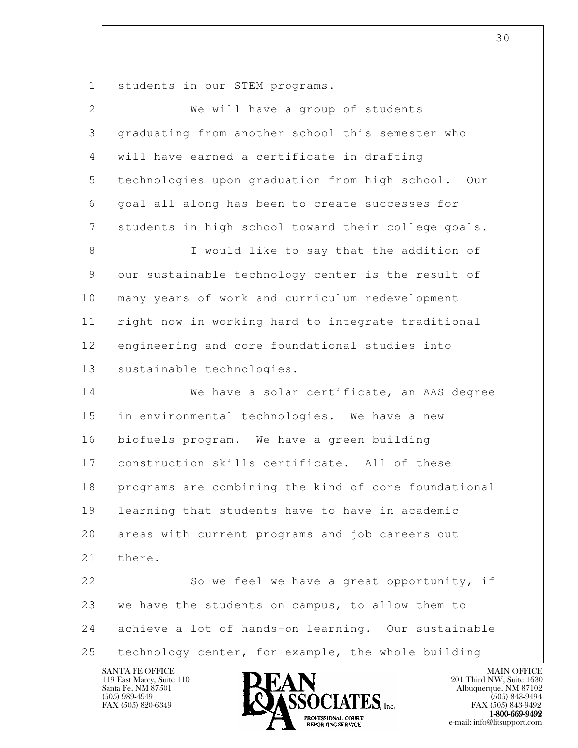students in our STEM programs.

We will have a group of students graduating from another school this semester who will have earned a certificate in drafting technologies upon graduation from high school. Our goal all along has been to create successes for students in high school toward their college goals.

I would like to say that the addition of our sustainable technology center is the result of many years of work and curriculum redevelopment right now in working hard to integrate traditional engineering and core foundational studies into sustainable technologies.

We have a solar certificate, an AAS degree in environmental technologies. We have a new biofuels program. We have a green building construction skills certificate. All of these programs are combining the kind of core foundational learning that students have to have in academic areas with current programs and job careers out there.

So we feel we have a great opportunity, if we have the students on campus, to allow them to achieve a lot of hands-on learning. Our sustainable technology center, for example, the whole building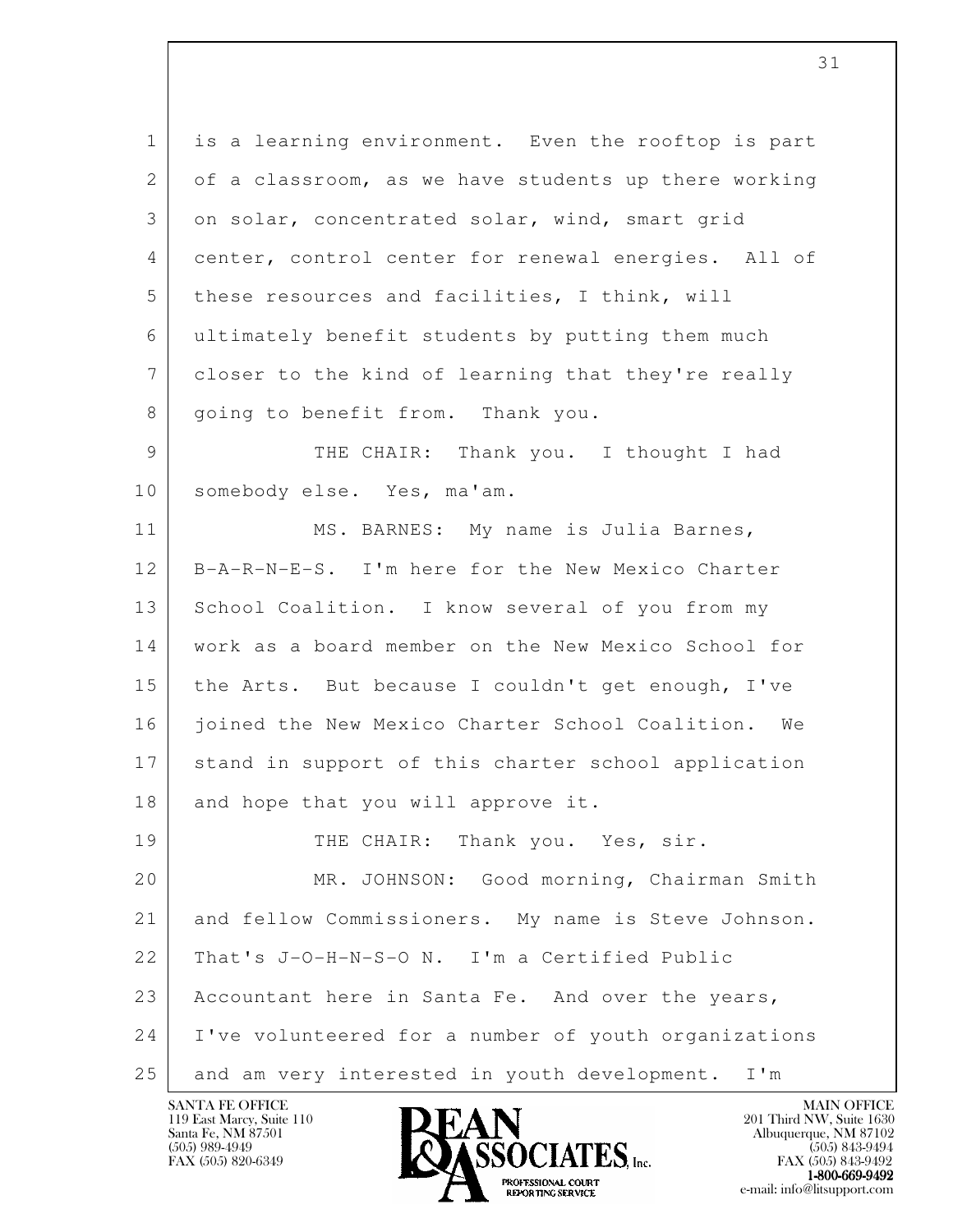is a learning environment. Even the rooftop is part of a classroom, as we have students up there working on solar, concentrated solar, wind, smart grid center, control center for renewal energies. All of these resources and facilities, I think, will ultimately benefit students by putting them much closer to the kind of learning that they're really going to benefit from. Thank you.

THE CHAIR: Thank you. I thought I had somebody else. Yes, ma'am.

MS. BARNES: My name is Julia Barnes, B-A-R-N-E-S. I'm here for the New Mexico Charter School Coalition. I know several of you from my work as a board member on the New Mexico School for the Arts. But because I couldn't get enough, I've joined the New Mexico Charter School Coalition. We stand in support of this charter school application and hope that you will approve it.

THE CHAIR: Thank you. Yes, sir.

MR. JOHNSON: Good morning, Chairman Smith and fellow Commissioners. My name is Steve Johnson. That's J-O-H-N-S-O N. I'm a Certified Public Accountant here in Santa Fe. And over the years, I've volunteered for a number of youth organizations and am very interested in youth development. I'm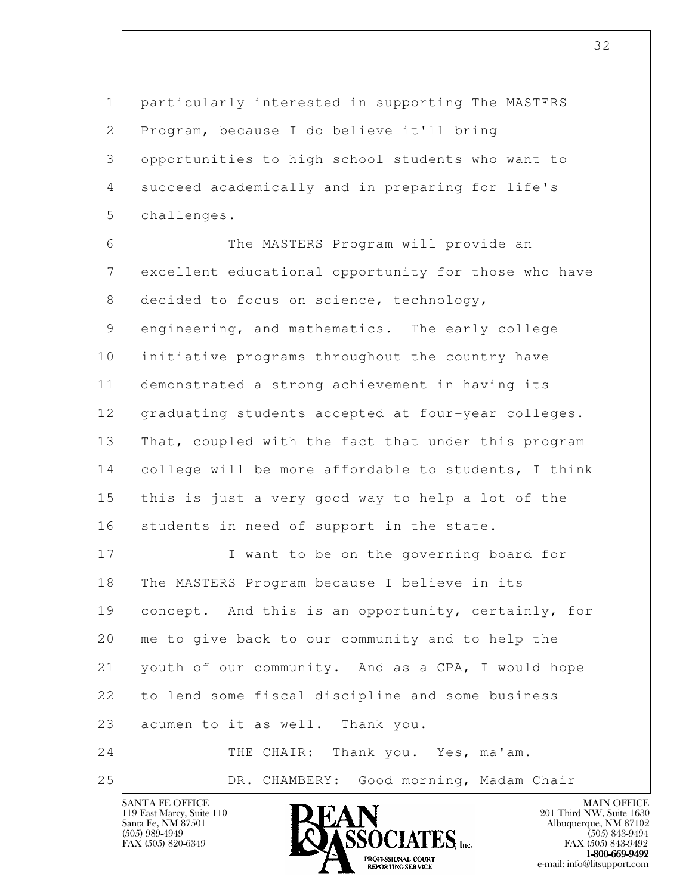particularly interested in supporting The MASTERS Program, because I do believe it'll bring opportunities to high school students who want to succeed academically and in preparing for life's challenges.

The MASTERS Program will provide an excellent educational opportunity for those who have decided to focus on science, technology, engineering, and mathematics. The early college initiative programs throughout the country have demonstrated a strong achievement in having its graduating students accepted at four-year colleges. That, coupled with the fact that under this program college will be more affordable to students, I think this is just a very good way to help a lot of the students in need of support in the state.

I want to be on the governing board for The MASTERS Program because I believe in its concept. And this is an opportunity, certainly, for me to give back to our community and to help the youth of our community. And as a CPA, I would hope to lend some fiscal discipline and some business acumen to it as well. Thank you.

THE CHAIR: Thank you. Yes, ma'am.

DR. CHAMBERY: Good morning, Madam Chair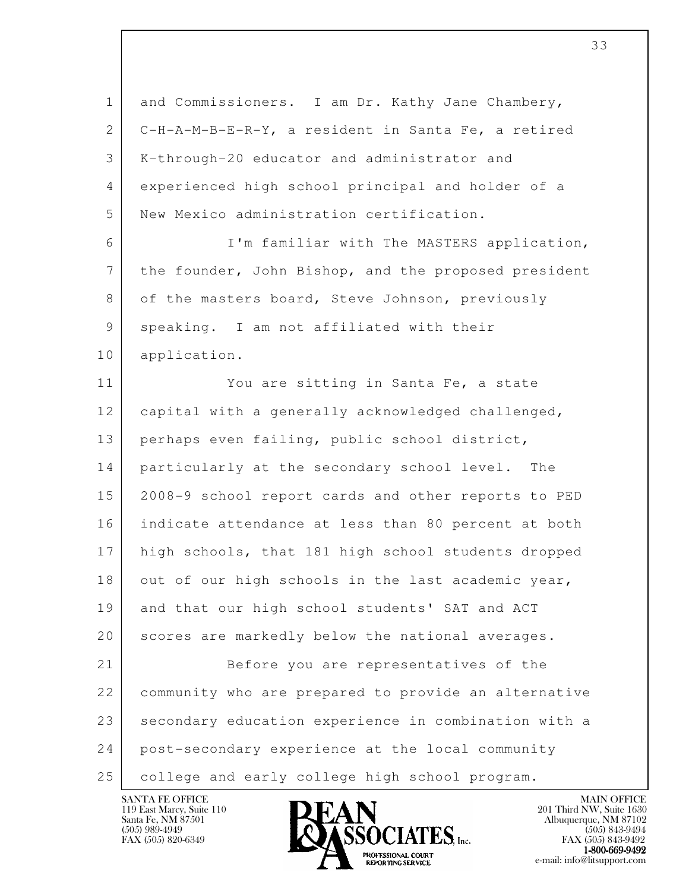and Commissioners. I am Dr. Kathy Jane Chambery, C-H-A-M-B-E-R-Y, a resident in Santa Fe, a retired K-through-20 educator and administrator and experienced high school principal and holder of a New Mexico administration certification.

I'm familiar with The MASTERS application, the founder, John Bishop, and the proposed president of the masters board, Steve Johnson, previously speaking. I am not affiliated with their application.

You are sitting in Santa Fe, a state capital with a generally acknowledged challenged, perhaps even failing, public school district, particularly at the secondary school level. The 2008-9 school report cards and other reports to PED indicate attendance at less than 80 percent at both high schools, that 181 high school students dropped out of our high schools in the last academic year, and that our high school students' SAT and ACT scores are markedly below the national averages.

Before you are representatives of the community who are prepared to provide an alternative secondary education experience in combination with a post-secondary experience at the local community college and early college high school program.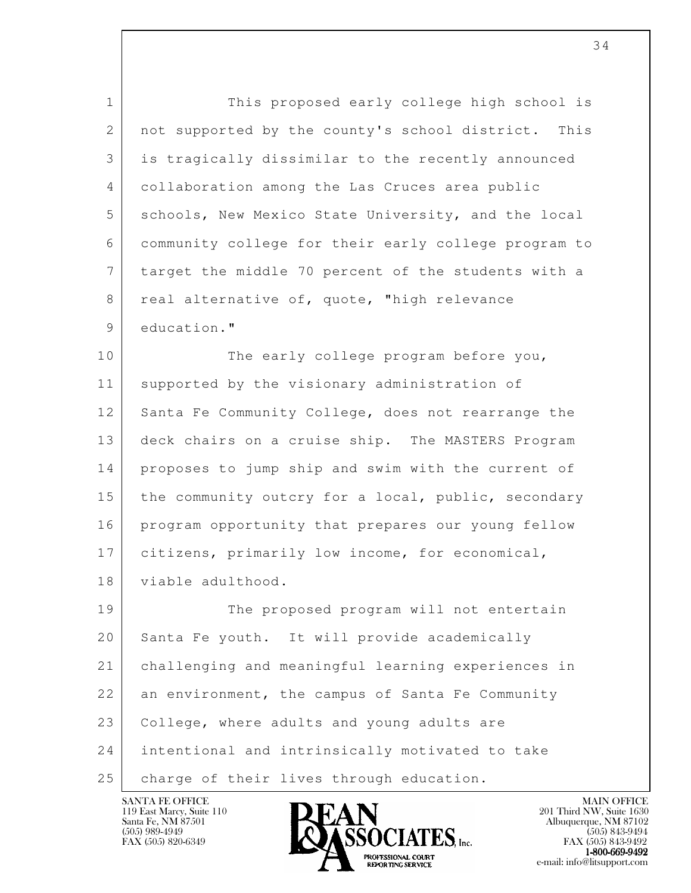This proposed early college high school is not supported by the county's school district. This is tragically dissimilar to the recently announced collaboration among the Las Cruces area public schools, New Mexico State University, and the local community college for their early college program to target the middle 70 percent of the students with a real alternative of, quote, "high relevance education."

The early college program before you, supported by the visionary administration of Santa Fe Community College, does not rearrange the deck chairs on a cruise ship. The MASTERS Program proposes to jump ship and swim with the current of the community outcry for a local, public, secondary program opportunity that prepares our young fellow citizens, primarily low income, for economical, viable adulthood.

The proposed program will not entertain Santa Fe youth. It will provide academically challenging and meaningful learning experiences in an environment, the campus of Santa Fe Community College, where adults and young adults are intentional and intrinsically motivated to take charge of their lives through education.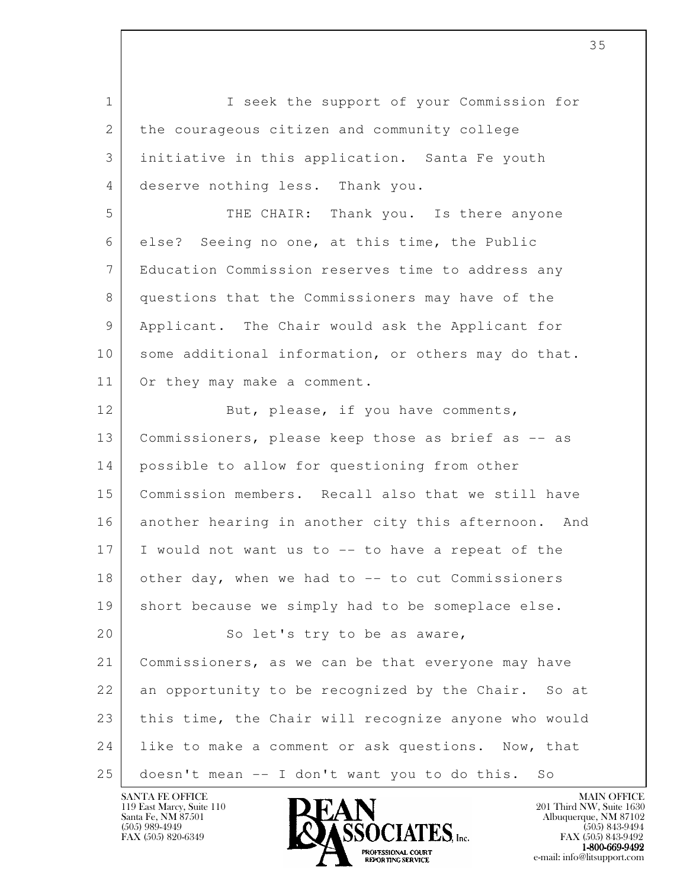I seek the support of your Commission for the courageous citizen and community college initiative in this application. Santa Fe youth deserve nothing less. Thank you.

THE CHAIR: Thank you. Is there anyone else? Seeing no one, at this time, the Public Education Commission reserves time to address any questions that the Commissioners may have of the Applicant. The Chair would ask the Applicant for some additional information, or others may do that. Or they may make a comment.

But, please, if you have comments, Commissioners, please keep those as brief as -- as possible to allow for questioning from other Commission members. Recall also that we still have another hearing in another city this afternoon. And I would not want us to -- to have a repeat of the other day, when we had to -- to cut Commissioners short because we simply had to be someplace else.

So let's try to be as aware, Commissioners, as we can be that everyone may have an opportunity to be recognized by the Chair. So at this time, the Chair will recognize anyone who would like to make a comment or ask questions. Now, that doesn't mean -- I don't want you to do this. So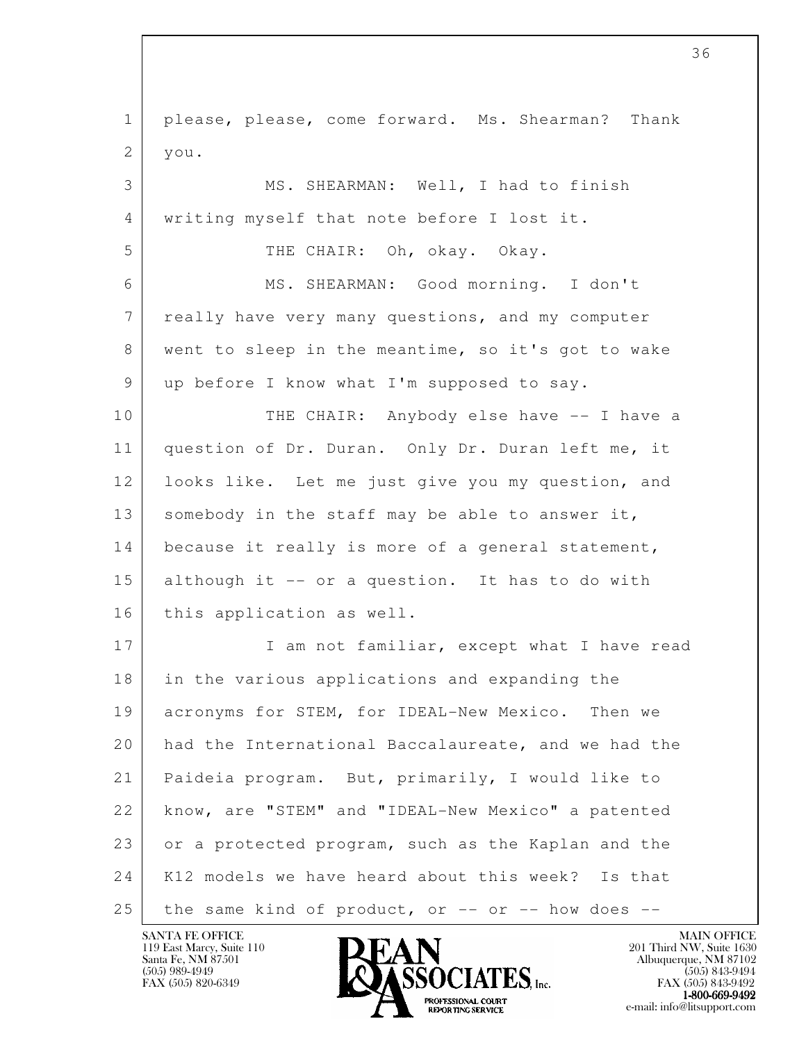please, please, come forward. Ms. Shearman? Thank you.

MS. SHEARMAN: Well, I had to finish writing myself that note before I lost it.

THE CHAIR: Oh, okay. Okay.

MS. SHEARMAN: Good morning. I don't really have very many questions, and my computer went to sleep in the meantime, so it's got to wake up before I know what I'm supposed to say.

THE CHAIR: Anybody else have -- I have a question of Dr. Duran. Only Dr. Duran left me, it looks like. Let me just give you my question, and somebody in the staff may be able to answer it, because it really is more of a general statement, although it -- or a question. It has to do with this application as well.

I am not familiar, except what I have read in the various applications and expanding the acronyms for STEM, for IDEAL-New Mexico. Then we had the International Baccalaureate, and we had the Paideia program. But, primarily, I would like to know, are "STEM" and "IDEAL-New Mexico" a patented or a protected program, such as the Kaplan and the K12 models we have heard about this week? Is that the same kind of product, or -- or -- how does --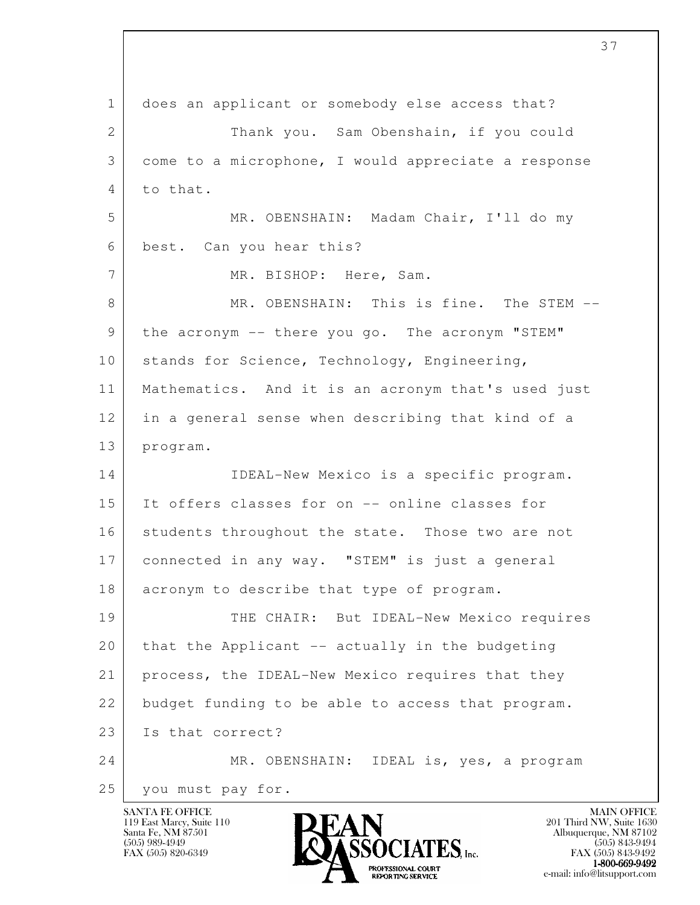does an applicant or somebody else access that?

Thank you. Sam Obenshain, if you could come to a microphone, I would appreciate a response to that.

MR. OBENSHAIN: Madam Chair, I'll do my best. Can you hear this?

MR. BISHOP: Here, Sam.

MR. OBENSHAIN: This is fine. The STEM -- the acronym -- there you go. The acronym "STEM" stands for Science, Technology, Engineering, Mathematics. And it is an acronym that's used just in a general sense when describing that kind of a program.

IDEAL-New Mexico is a specific program. It offers classes for on -- online classes for students throughout the state. Those two are not connected in any way. "STEM" is just a general acronym to describe that type of program.

THE CHAIR: But IDEAL-New Mexico requires that the Applicant -- actually in the budgeting process, the IDEAL-New Mexico requires that they budget funding to be able to access that program. Is that correct?

MR. OBENSHAIN: IDEAL is, yes, a program you must pay for.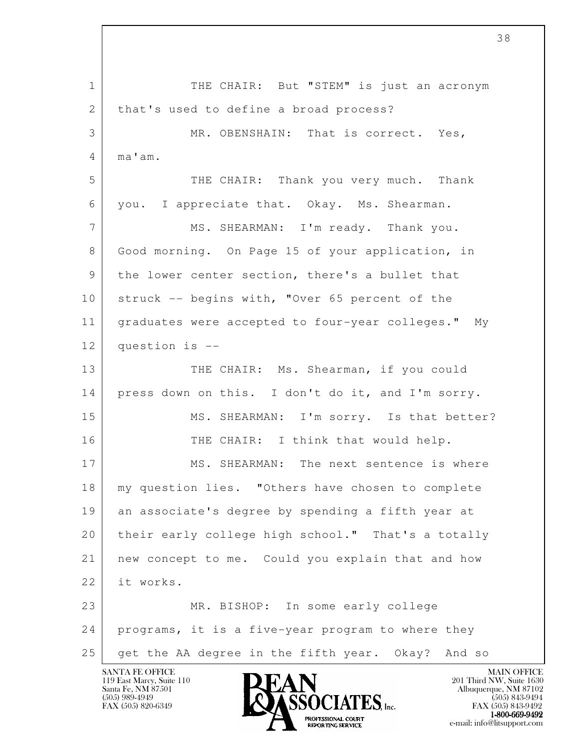THE CHAIR: But "STEM" is just an acronym that's used to define a broad process?

MR. OBENSHAIN: That is correct. Yes, ma'am.

THE CHAIR: Thank you very much. Thank you. I appreciate that. Okay. Ms. Shearman.

MS. SHEARMAN: I'm ready. Thank you. Good morning. On Page 15 of your application, in the lower center section, there's a bullet that struck -- begins with, "Over 65 percent of the graduates were accepted to four-year colleges." My question is --

THE CHAIR: Ms. Shearman, if you could press down on this. I don't do it, and I'm sorry.

MS. SHEARMAN: I'm sorry. Is that better?

THE CHAIR: I think that would help.

MS. SHEARMAN: The next sentence is where my question lies. "Others have chosen to complete an associate's degree by spending a fifth year at their early college high school." That's a totally new concept to me. Could you explain that and how it works.

MR. BISHOP: In some early college programs, it is a five-year program to where they get the AA degree in the fifth year. Okay? And so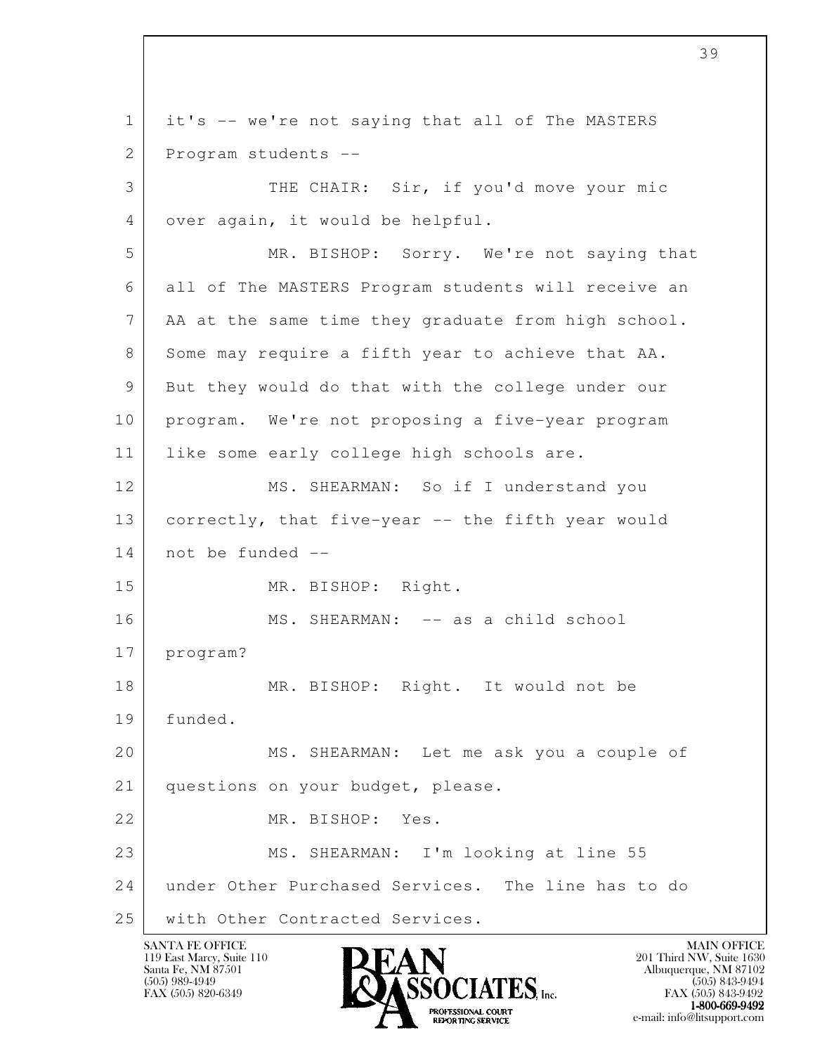it's -- we're not saying that all of The MASTERS Program students --

THE CHAIR: Sir, if you'd move your mic over again, it would be helpful.

MR. BISHOP: Sorry. We're not saying that all of The MASTERS Program students will receive an AA at the same time they graduate from high school. Some may require a fifth year to achieve that AA. But they would do that with the college under our program. We're not proposing a five-year program like some early college high schools are.

MS. SHEARMAN: So if I understand you correctly, that five-year -- the fifth year would not be funded --

MR. BISHOP: Right.

MS. SHEARMAN: -- as a child school program?

MR. BISHOP: Right. It would not be funded.

MS. SHEARMAN: Let me ask you a couple of questions on your budget, please.

MR. BISHOP: Yes.

MS. SHEARMAN: I'm looking at line 55 under Other Purchased Services. The line has to do with Other Contracted Services.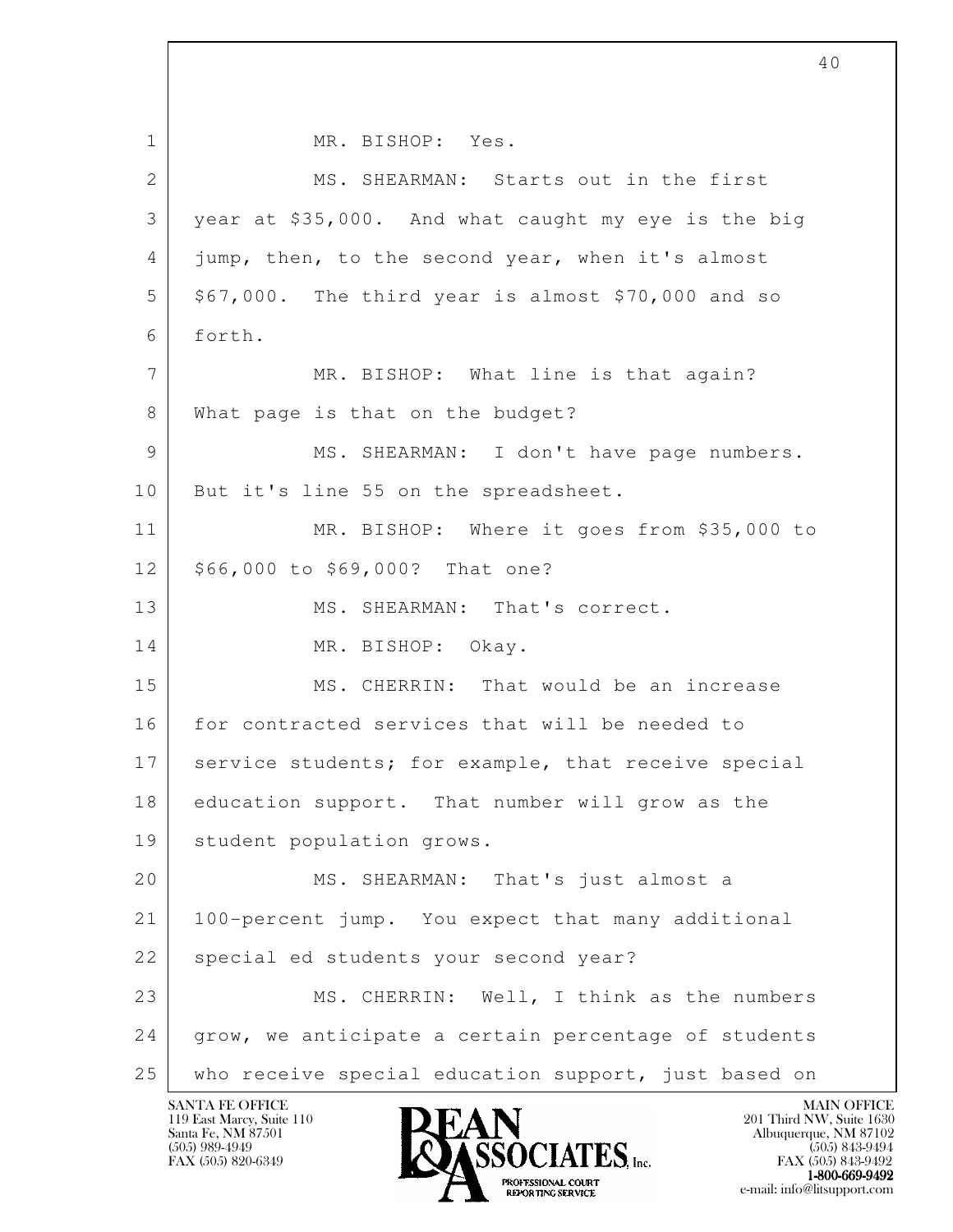MR. BISHOP: Yes.

MS. SHEARMAN: Starts out in the first year at $35,000. And what caught my eye is the big jump, then, to the second year, when it's almost $67,000. The third year is almost $70,000 and so forth.

MR. BISHOP: What line is that again? What page is that on the budget?

MS. SHEARMAN: I don't have page numbers. But it's line 55 on the spreadsheet.

MR. BISHOP: Where it goes from $35,000 to $66,000 to $69,000? That one?

MS. SHEARMAN: That's correct.

MR. BISHOP: Okay.

MS. CHERRIN: That would be an increase for contracted services that will be needed to service students; for example, that receive special education support. That number will grow as the student population grows.

MS. SHEARMAN: That's just almost a 100-percent jump. You expect that many additional special ed students your second year?

MS. CHERRIN: Well, I think as the numbers grow, we anticipate a certain percentage of students who receive special education support, just based on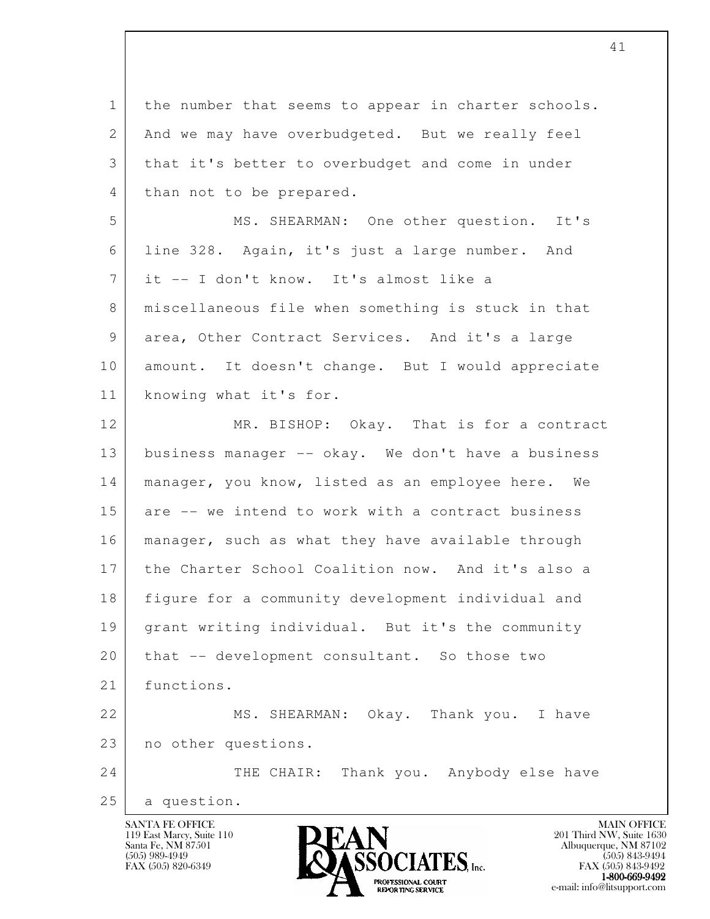the number that seems to appear in charter schools. And we may have overbudgeted. But we really feel that it's better to overbudget and come in under than not to be prepared.

MS. SHEARMAN: One other question. It's line 328. Again, it's just a large number. And it -- I don't know. It's almost like a miscellaneous file when something is stuck in that area, Other Contract Services. And it's a large amount. It doesn't change. But I would appreciate knowing what it's for.

MR. BISHOP: Okay. That is for a contract business manager -- okay. We don't have a business manager, you know, listed as an employee here. We are -- we intend to work with a contract business manager, such as what they have available through the Charter School Coalition now. And it's also a figure for a community development individual and grant writing individual. But it's the community that -- development consultant. So those two functions.

MS. SHEARMAN: Okay. Thank you. I have no other questions.

THE CHAIR: Thank you. Anybody else have a question.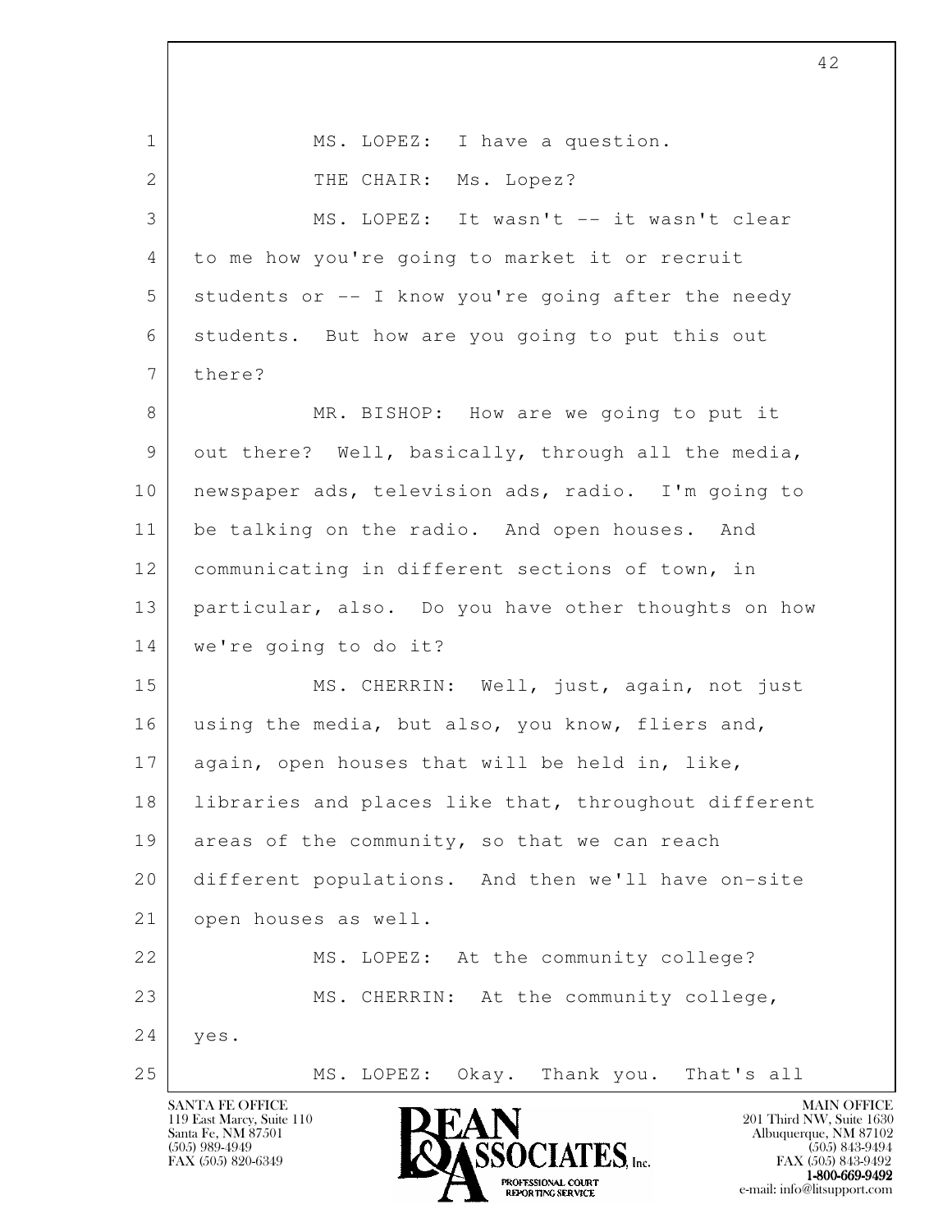MS. LOPEZ: I have a question.

THE CHAIR: Ms. Lopez?

MS. LOPEZ: It wasn't -- it wasn't clear to me how you're going to market it or recruit students or -- I know you're going after the needy students. But how are you going to put this out there?

MR. BISHOP: How are we going to put it out there? Well, basically, through all the media, newspaper ads, television ads, radio. I'm going to be talking on the radio. And open houses. And communicating in different sections of town, in particular, also. Do you have other thoughts on how we're going to do it?

MS. CHERRIN: Well, just, again, not just using the media, but also, you know, fliers and, again, open houses that will be held in, like, libraries and places like that, throughout different areas of the community, so that we can reach different populations. And then we'll have on-site open houses as well.

MS. LOPEZ: At the community college?

MS. CHERRIN: At the community college, yes.

MS. LOPEZ: Okay. Thank you. That's all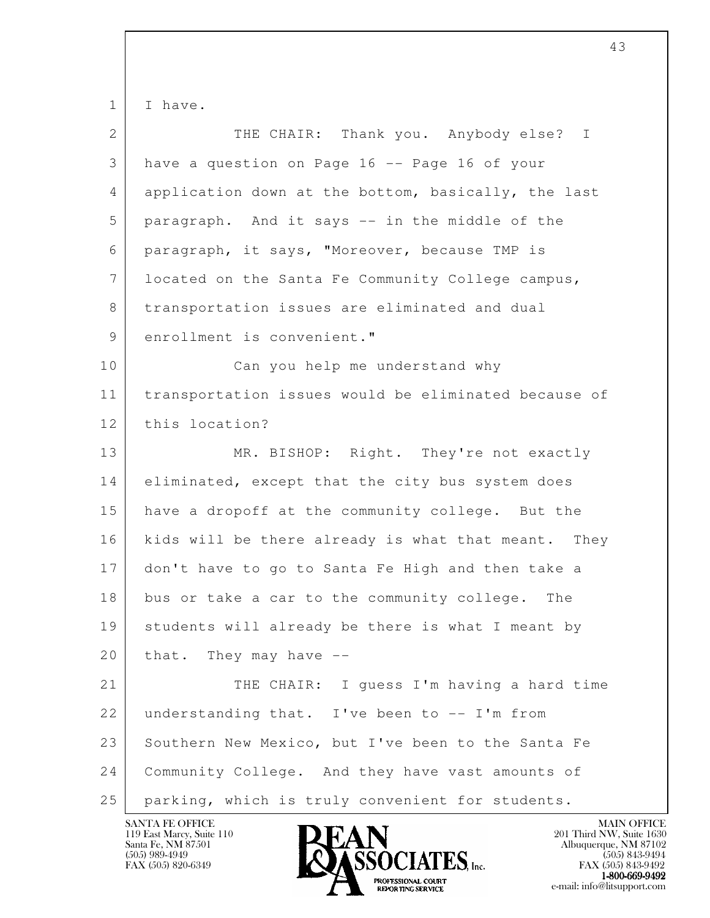I have.

THE CHAIR: Thank you. Anybody else? I have a question on Page 16 -- Page 16 of your application down at the bottom, basically, the last paragraph. And it says -- in the middle of the paragraph, it says, "Moreover, because TMP is located on the Santa Fe Community College campus, transportation issues are eliminated and dual enrollment is convenient."

Can you help me understand why transportation issues would be eliminated because of this location?

MR. BISHOP: Right. They're not exactly eliminated, except that the city bus system does have a dropoff at the community college. But the kids will be there already is what that meant. They don't have to go to Santa Fe High and then take a bus or take a car to the community college. The students will already be there is what I meant by that. They may have --

THE CHAIR: I guess I'm having a hard time understanding that. I've been to -- I'm from Southern New Mexico, but I've been to the Santa Fe Community College. And they have vast amounts of parking, which is truly convenient for students.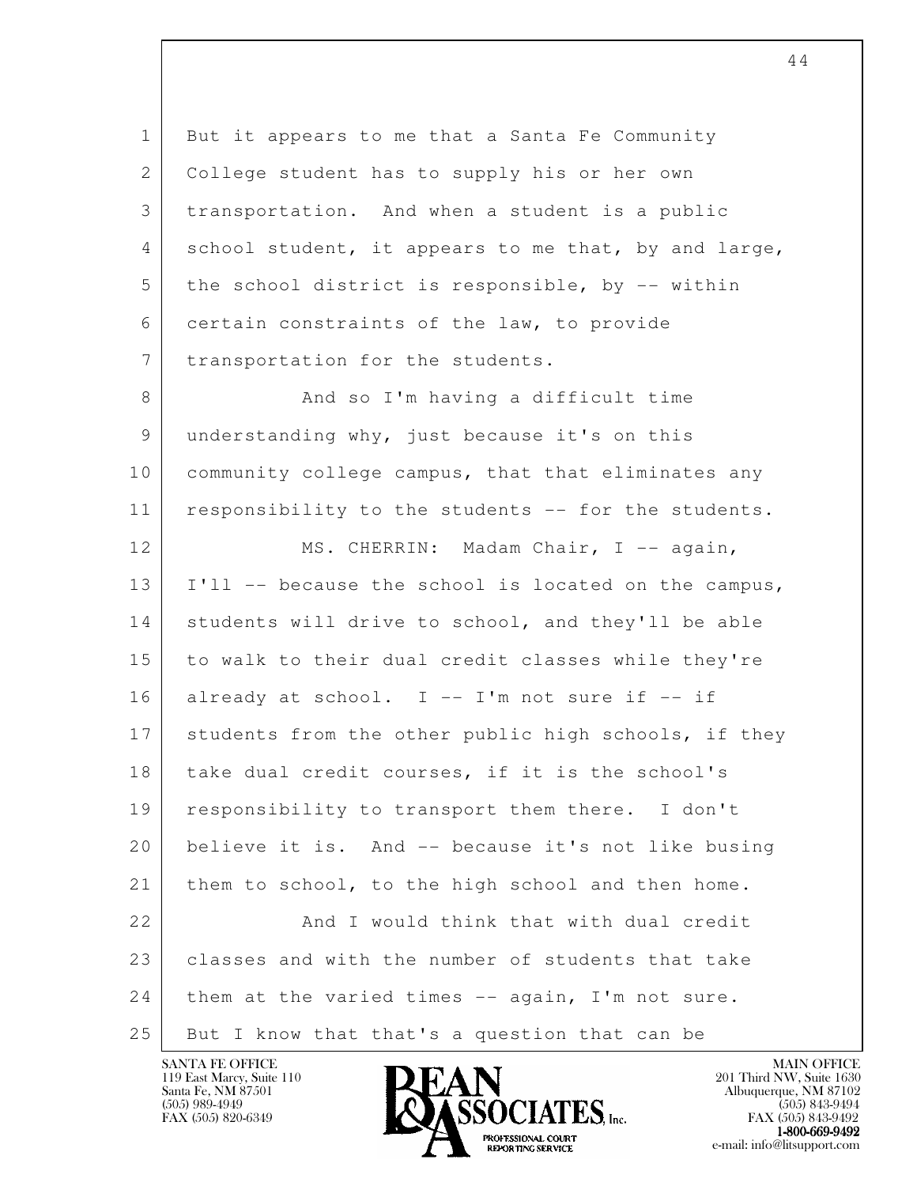But it appears to me that a Santa Fe Community College student has to supply his or her own transportation. And when a student is a public school student, it appears to me that, by and large, the school district is responsible, by -- within certain constraints of the law, to provide transportation for the students.

And so I'm having a difficult time understanding why, just because it's on this community college campus, that that eliminates any responsibility to the students -- for the students.

MS. CHERRIN: Madam Chair, I -- again, I'll -- because the school is located on the campus, students will drive to school, and they'll be able to walk to their dual credit classes while they're already at school. I -- I'm not sure if -- if students from the other public high schools, if they take dual credit courses, if it is the school's responsibility to transport them there. I don't believe it is. And -- because it's not like busing them to school, to the high school and then home.

And I would think that with dual credit classes and with the number of students that take them at the varied times -- again, I'm not sure. But I know that that's a question that can be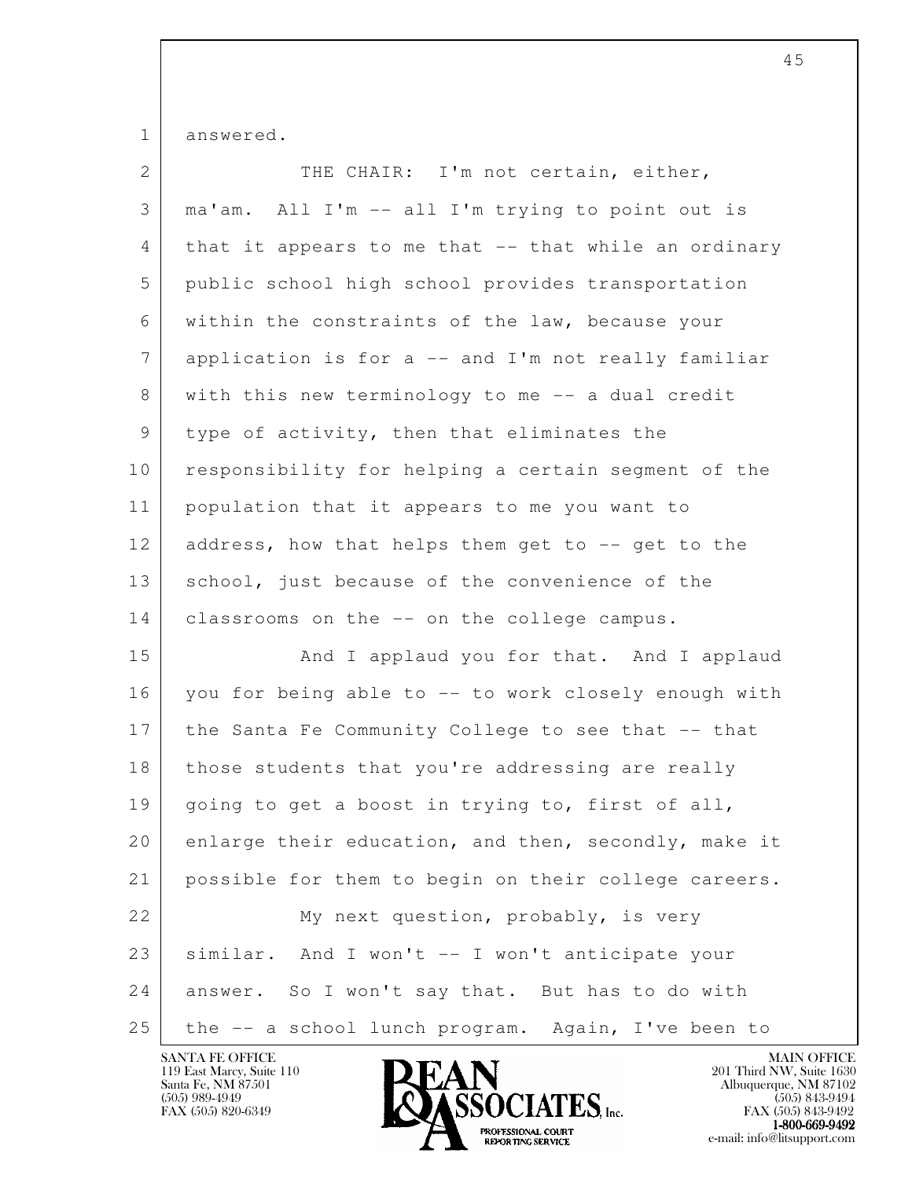answered.

THE CHAIR: I'm not certain, either, ma'am. All I'm -- all I'm trying to point out is that it appears to me that -- that while an ordinary public school high school provides transportation within the constraints of the law, because your application is for a -- and I'm not really familiar with this new terminology to me -- a dual credit type of activity, then that eliminates the responsibility for helping a certain segment of the population that it appears to me you want to address, how that helps them get to -- get to the school, just because of the convenience of the classrooms on the -- on the college campus.

And I applaud you for that. And I applaud you for being able to -- to work closely enough with the Santa Fe Community College to see that -- that those students that you're addressing are really going to get a boost in trying to, first of all, enlarge their education, and then, secondly, make it possible for them to begin on their college careers.

My next question, probably, is very similar. And I won't -- I won't anticipate your answer. So I won't say that. But has to do with the -- a school lunch program. Again, I've been to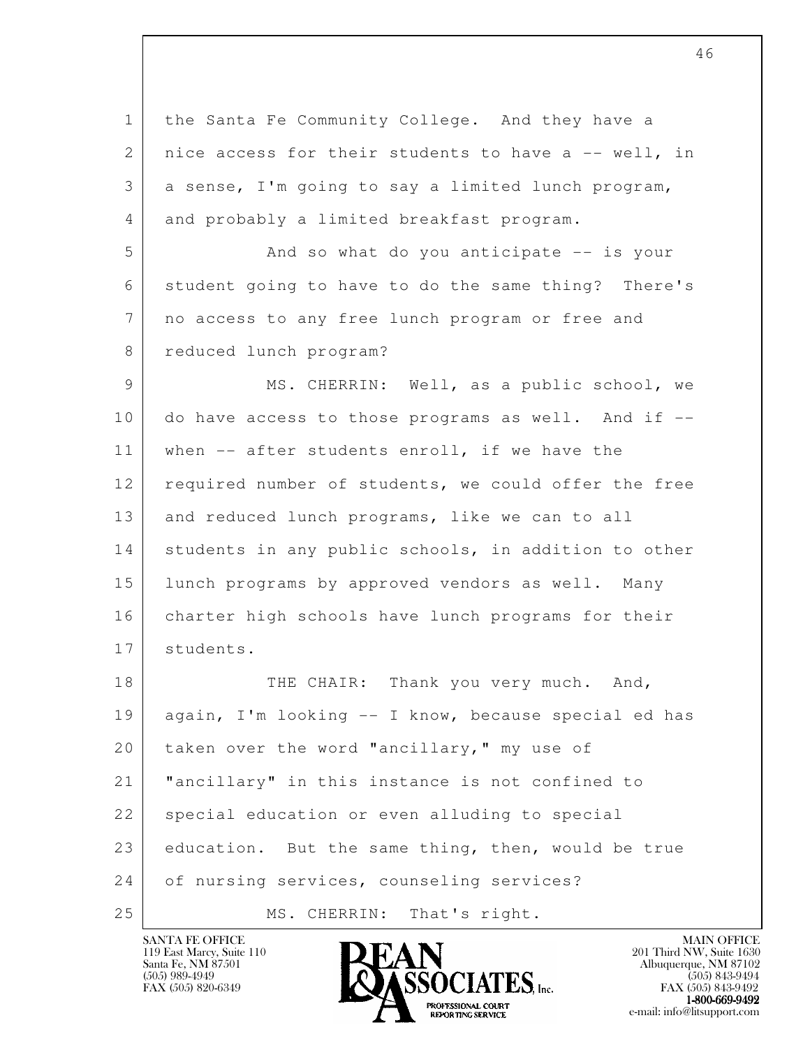the Santa Fe Community College. And they have a nice access for their students to have a -- well, in a sense, I'm going to say a limited lunch program, and probably a limited breakfast program.

And so what do you anticipate -- is your student going to have to do the same thing? There's no access to any free lunch program or free and reduced lunch program?

MS. CHERRIN: Well, as a public school, we do have access to those programs as well. And if -- when -- after students enroll, if we have the required number of students, we could offer the free and reduced lunch programs, like we can to all students in any public schools, in addition to other lunch programs by approved vendors as well. Many charter high schools have lunch programs for their students.

THE CHAIR: Thank you very much. And, again, I'm looking -- I know, because special ed has taken over the word "ancillary," my use of "ancillary" in this instance is not confined to special education or even alluding to special education. But the same thing, then, would be true of nursing services, counseling services?

MS. CHERRIN: That's right.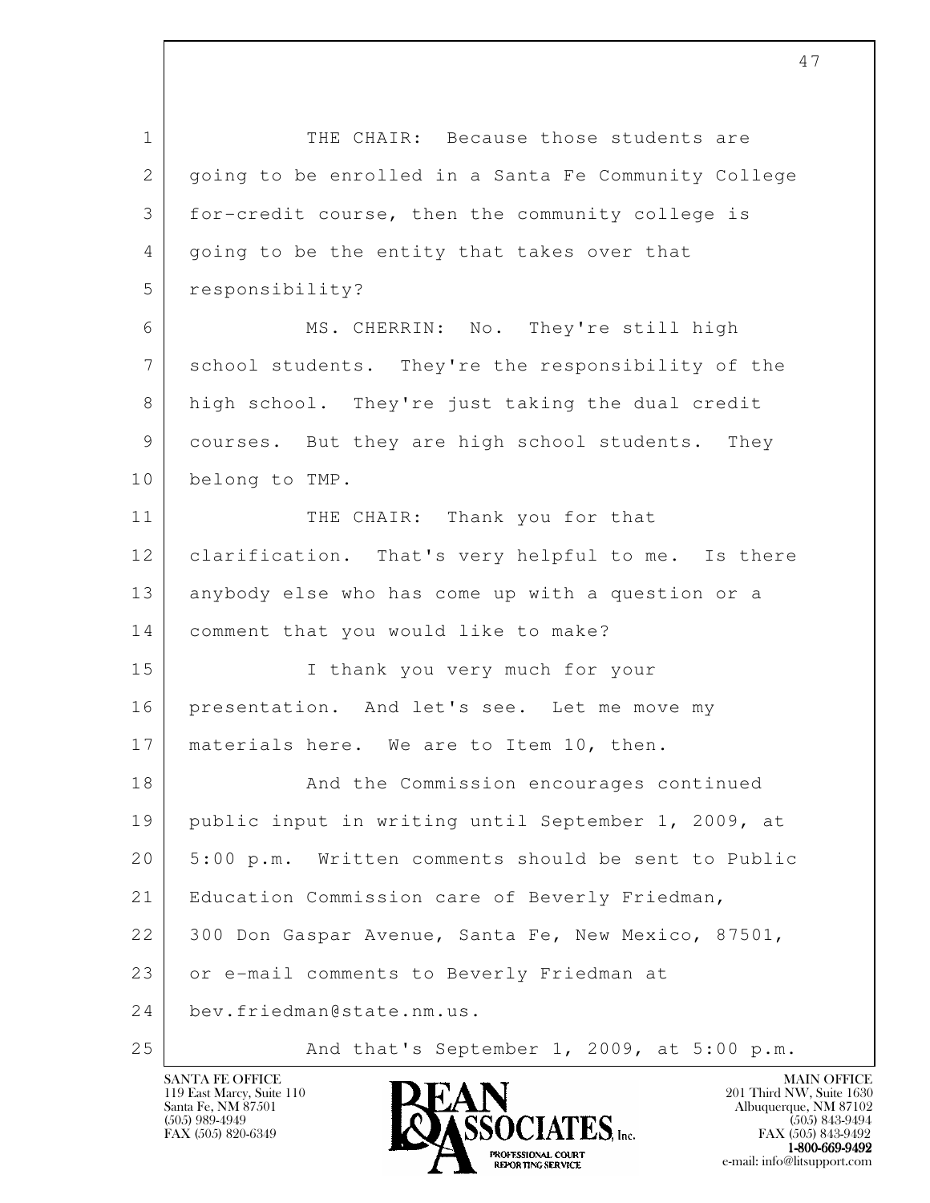THE CHAIR: Because those students are going to be enrolled in a Santa Fe Community College for-credit course, then the community college is going to be the entity that takes over that responsibility?

MS. CHERRIN: No. They're still high school students. They're the responsibility of the high school. They're just taking the dual credit courses. But they are high school students. They belong to TMP.

THE CHAIR: Thank you for that clarification. That's very helpful to me. Is there anybody else who has come up with a question or a comment that you would like to make?

I thank you very much for your presentation. And let's see. Let me move my materials here. We are to Item 10, then.

And the Commission encourages continued public input in writing until September 1, 2009, at 5:00 p.m. Written comments should be sent to Public Education Commission care of Beverly Friedman, 300 Don Gaspar Avenue, Santa Fe, New Mexico, 87501, or e-mail comments to Beverly Friedman at bev.friedman@state.nm.us.

And that's September 1, 2009, at 5:00 p.m.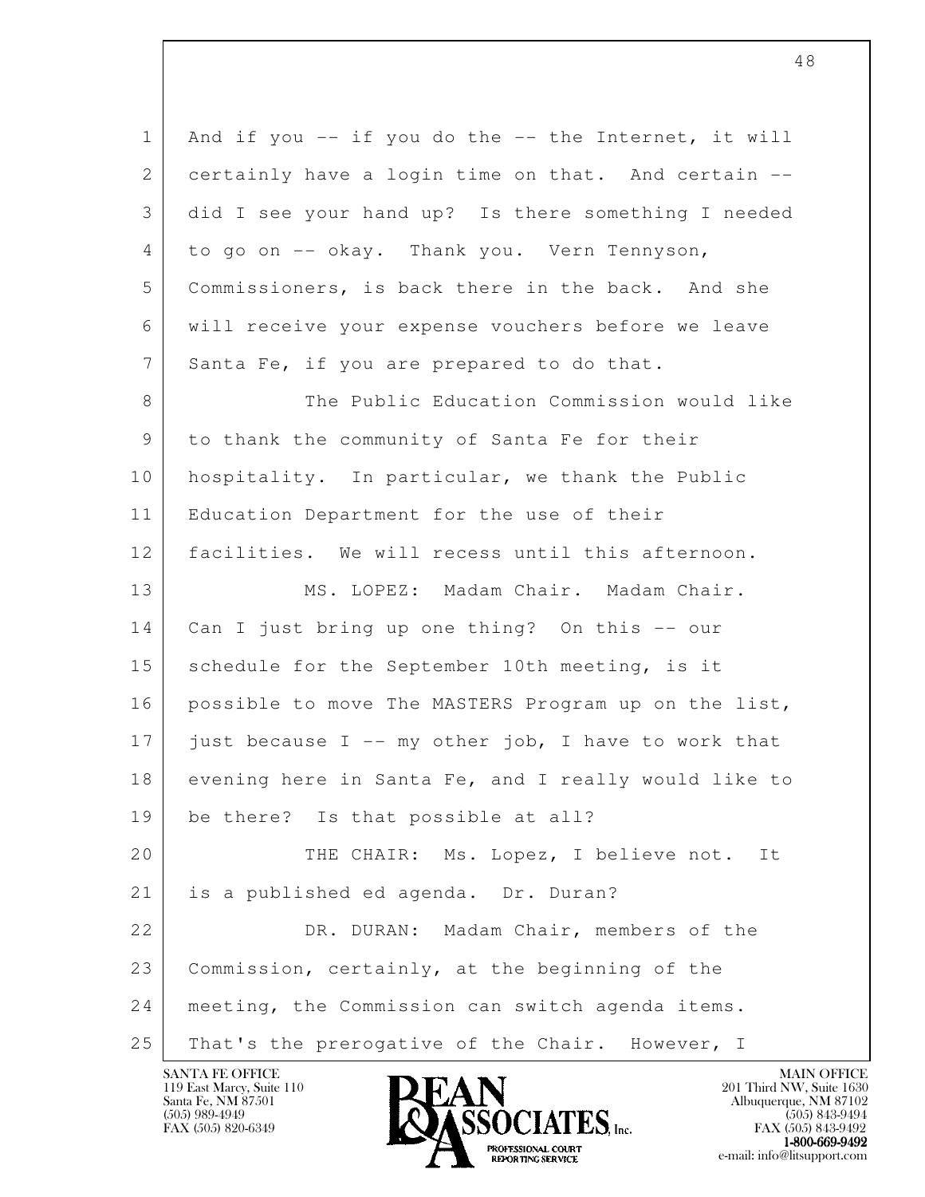1 And if you -- if you do the -- the Internet, it will
2 certainly have a login time on that. And certain --
3 did I see your hand up? Is there something I needed
4 to go on -- okay. Thank you. Vern Tennyson,
5 Commissioners, is back there in the back. And she
6 will receive your expense vouchers before we leave
7 Santa Fe, if you are prepared to do that.

8 The Public Education Commission would like
9 to thank the community of Santa Fe for their
10 hospitality. In particular, we thank the Public
11 Education Department for the use of their
12 facilities. We will recess until this afternoon.

13 MS. LOPEZ: Madam Chair. Madam Chair.
14 Can I just bring up one thing? On this -- our
15 schedule for the September 10th meeting, is it
16 possible to move The MASTERS Program up on the list,
17 just because I -- my other job, I have to work that
18 evening here in Santa Fe, and I really would like to
19 be there? Is that possible at all?

20 THE CHAIR: Ms. Lopez, I believe not. It
21 is a published ed agenda. Dr. Duran?

22 DR. DURAN: Madam Chair, members of the
23 Commission, certainly, at the beginning of the
24 meeting, the Commission can switch agenda items.
25 That's the prerogative of the Chair. However, I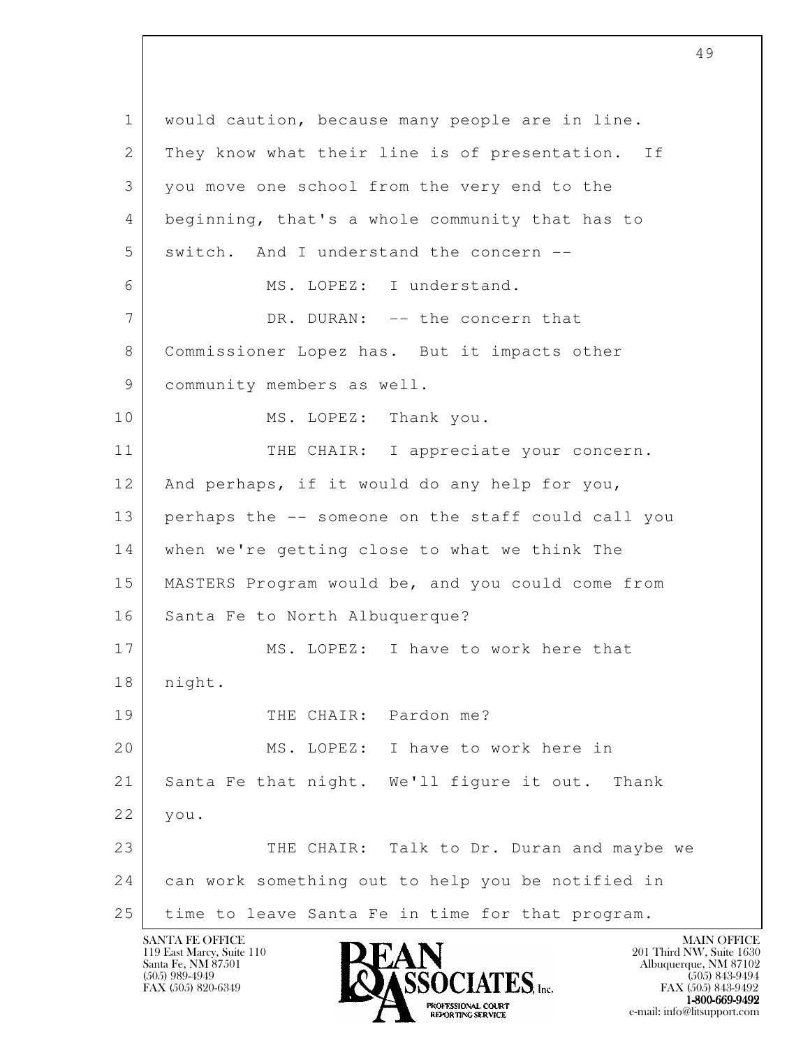would caution, because many people are in line. They know what their line is of presentation. If you move one school from the very end to the beginning, that's a whole community that has to switch. And I understand the concern --

MS. LOPEZ: I understand.

DR. DURAN: -- the concern that Commissioner Lopez has. But it impacts other community members as well.

MS. LOPEZ: Thank you.

THE CHAIR: I appreciate your concern. And perhaps, if it would do any help for you, perhaps the -- someone on the staff could call you when we're getting close to what we think The MASTERS Program would be, and you could come from Santa Fe to North Albuquerque?

MS. LOPEZ: I have to work here that night.

THE CHAIR: Pardon me?

MS. LOPEZ: I have to work here in Santa Fe that night. We'll figure it out. Thank you.

THE CHAIR: Talk to Dr. Duran and maybe we can work something out to help you be notified in time to leave Santa Fe in time for that program.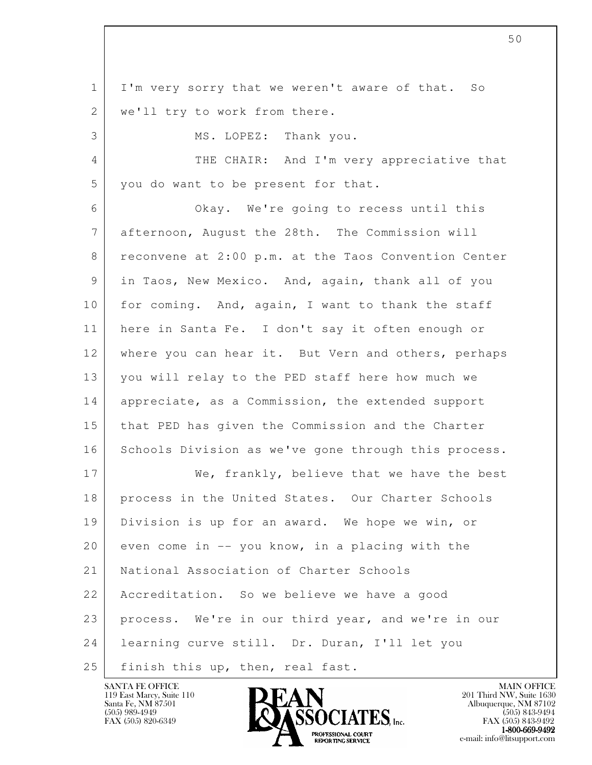I'm very sorry that we weren't aware of that. So we'll try to work from there.

MS. LOPEZ: Thank you.

THE CHAIR: And I'm very appreciative that you do want to be present for that.

Okay. We're going to recess until this afternoon, August the 28th. The Commission will reconvene at 2:00 p.m. at the Taos Convention Center in Taos, New Mexico. And, again, thank all of you for coming. And, again, I want to thank the staff here in Santa Fe. I don't say it often enough or where you can hear it. But Vern and others, perhaps you will relay to the PED staff here how much we appreciate, as a Commission, the extended support that PED has given the Commission and the Charter Schools Division as we've gone through this process.

We, frankly, believe that we have the best process in the United States. Our Charter Schools Division is up for an award. We hope we win, or even come in -- you know, in a placing with the National Association of Charter Schools Accreditation. So we believe we have a good process. We're in our third year, and we're in our learning curve still. Dr. Duran, I'll let you finish this up, then, real fast.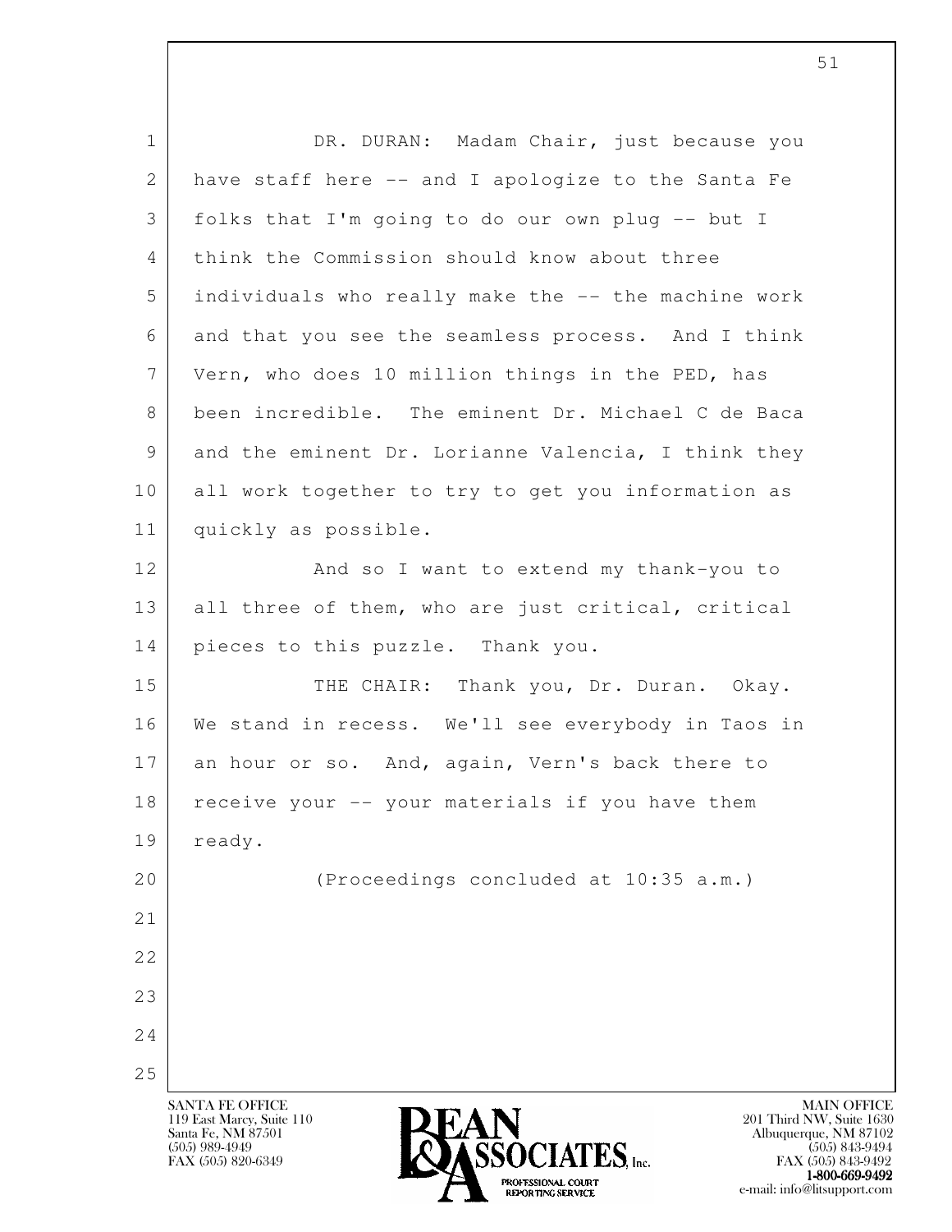DR. DURAN: Madam Chair, just because you have staff here -- and I apologize to the Santa Fe folks that I'm going to do our own plug -- but I think the Commission should know about three individuals who really make the -- the machine work and that you see the seamless process. And I think Vern, who does 10 million things in the PED, has been incredible. The eminent Dr. Michael C de Baca and the eminent Dr. Lorianne Valencia, I think they all work together to try to get you information as quickly as possible.

And so I want to extend my thank-you to all three of them, who are just critical, critical pieces to this puzzle. Thank you.

THE CHAIR: Thank you, Dr. Duran. Okay. We stand in recess. We'll see everybody in Taos in an hour or so. And, again, Vern's back there to receive your -- your materials if you have them ready.

(Proceedings concluded at 10:35 a.m.)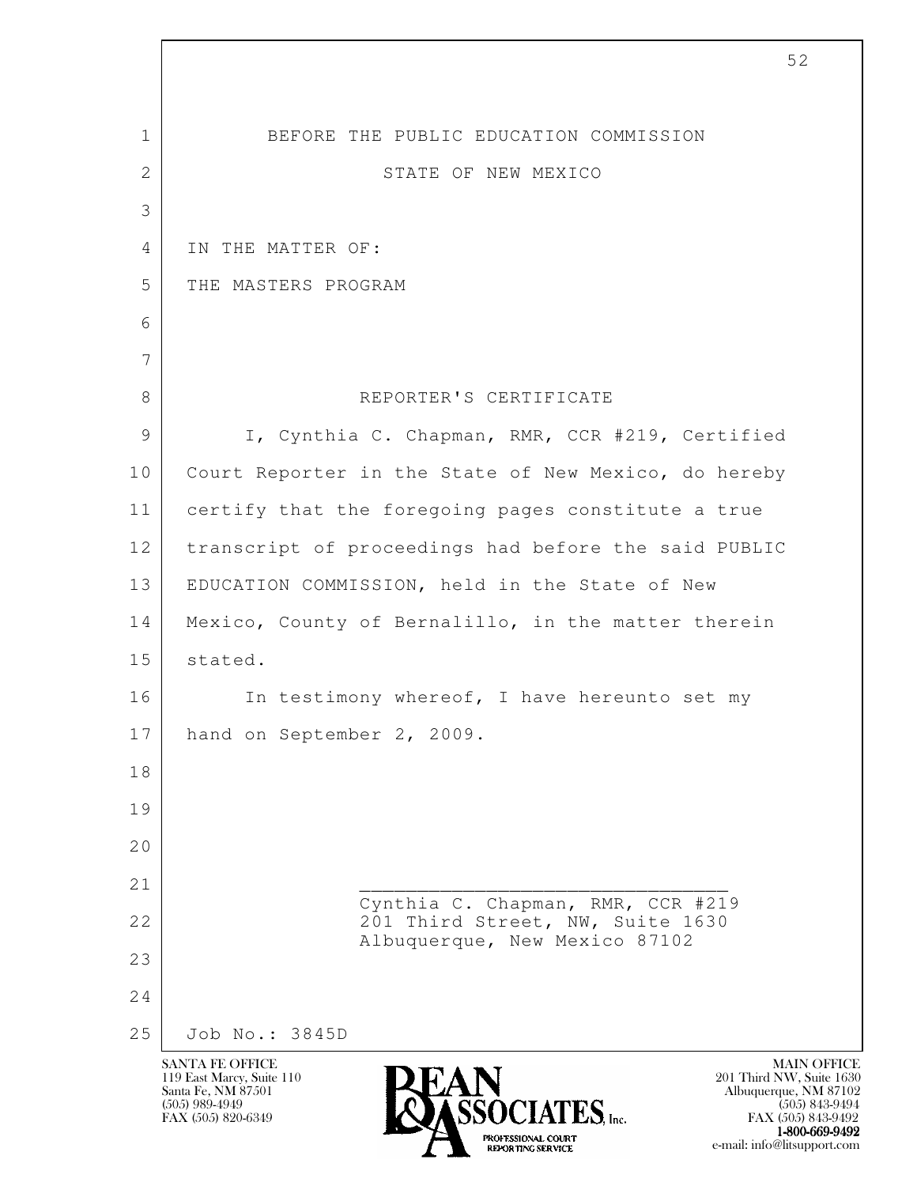BEFORE THE PUBLIC EDUCATION COMMISSION

STATE OF NEW MEXICO

IN THE MATTER OF:

THE MASTERS PROGRAM

REPORTER'S CERTIFICATE

I, Cynthia C. Chapman, RMR, CCR #219, Certified Court Reporter in the State of New Mexico, do hereby certify that the foregoing pages constitute a true transcript of proceedings had before the said PUBLIC EDUCATION COMMISSION, held in the State of New Mexico, County of Bernalillo, in the matter therein stated.

In testimony whereof, I have hereunto set my hand on September 2, 2009.

\_\_\_\_\_\_\_\_\_\_\_\_\_\_\_\_\_\_\_\_\_\_\_\_\_\_\_\_\_\_\_\_\_\_
Cynthia C. Chapman, RMR, CCR #219
201 Third Street, NW, Suite 1630
Albuquerque, New Mexico 87102

Job No.: 3845D

SANTA FE OFFICE
119 East Marcy, Suite 110
Santa Fe, NM 87501
(505) 989-4949
FAX (505) 820-6349

BEAN & ASSOCIATES, Inc.
PROFESSIONAL COURT REPORTING SERVICE

MAIN OFFICE
201 Third NW, Suite 1630
Albuquerque, NM 87102
(505) 843-9494
FAX (505) 843-9492
1-800-669-9492
e-mail: info@litsupport.com